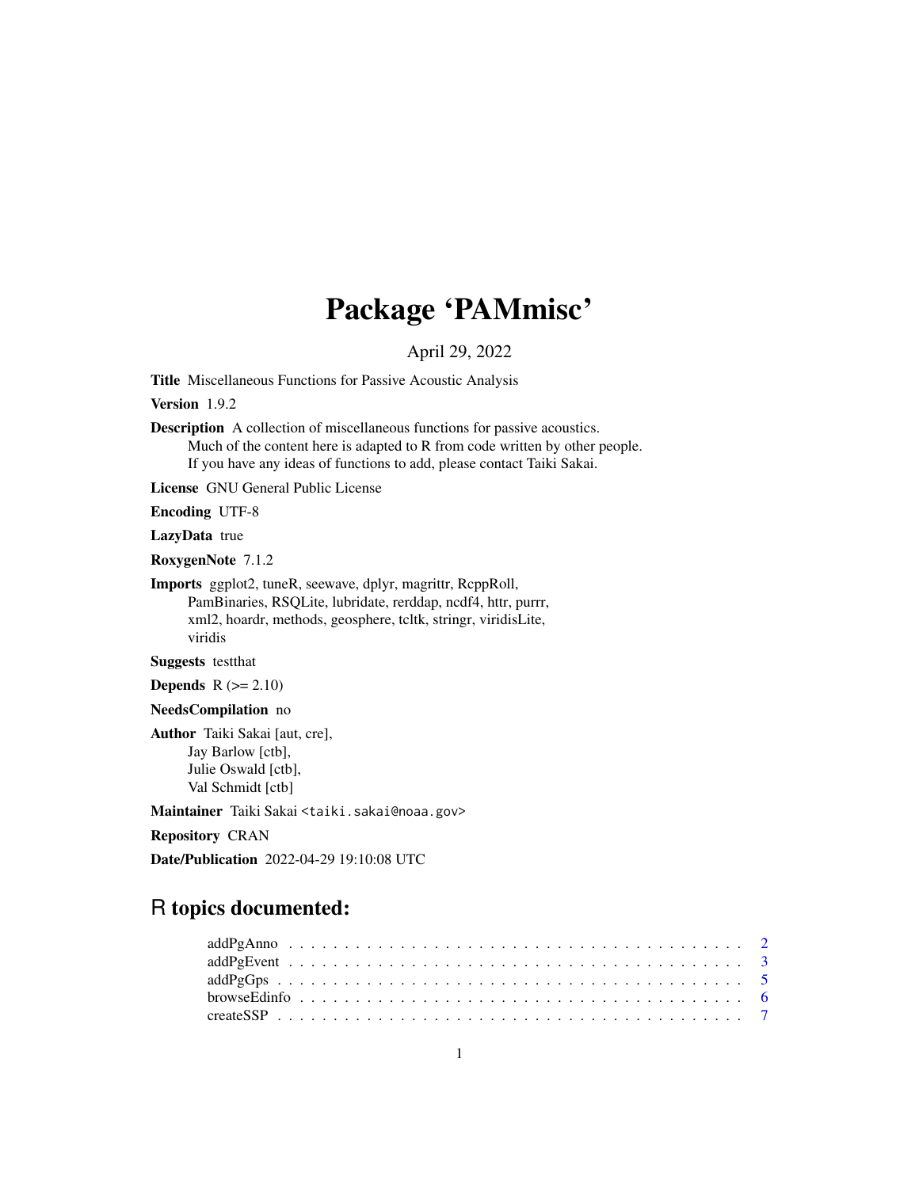# Package 'PAMmisc'

April 29, 2022

**Title** Miscellaneous Functions for Passive Acoustic Analysis

**Version** 1.9.2

**Description** A collection of miscellaneous functions for passive acoustics.
Much of the content here is adapted to R from code written by other people.
If you have any ideas of functions to add, please contact Taiki Sakai.

**License** GNU General Public License

**Encoding** UTF-8

**LazyData** true

**RoxygenNote** 7.1.2

**Imports** ggplot2, tuneR, seewave, dplyr, magrittr, RcppRoll,
PamBinaries, RSQLite, lubridate, rerddap, ncdf4, httr, purrr,
xml2, hoardr, methods, geosphere, tcltk, stringr, viridisLite,
viridis

**Suggests** testthat

**Depends** R (>= 2.10)

**NeedsCompilation** no

**Author** Taiki Sakai [aut, cre],
Jay Barlow [ctb],
Julie Oswald [ctb],
Val Schmidt [ctb]

**Maintainer** Taiki Sakai <taiki.sakai@noaa.gov>

**Repository** CRAN

**Date/Publication** 2022-04-29 19:10:08 UTC

## R topics documented:

addPgAnno . . . . . . . . . . . . . . . . . . . . . . . . . . . . . . . . . . . . . . . 2
addPgEvent . . . . . . . . . . . . . . . . . . . . . . . . . . . . . . . . . . . . . . . 3
addPgGps . . . . . . . . . . . . . . . . . . . . . . . . . . . . . . . . . . . . . . . . 5
browseEdinfo . . . . . . . . . . . . . . . . . . . . . . . . . . . . . . . . . . . . . . 6
createSSP . . . . . . . . . . . . . . . . . . . . . . . . . . . . . . . . . . . . . . . . 7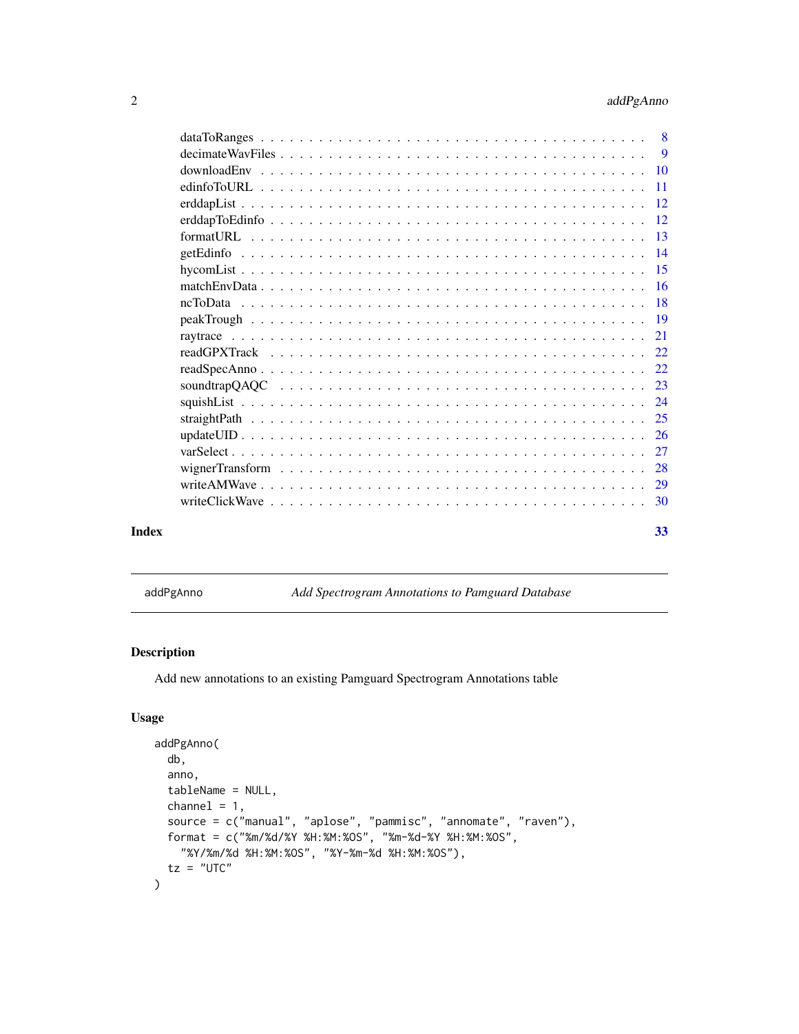dataToRanges . . . . . . . . . . . . . . . . . . . . . . . . . . . . . . . . . . . . . 8
decimateWavFiles . . . . . . . . . . . . . . . . . . . . . . . . . . . . . . . . . . . 9
downloadEnv . . . . . . . . . . . . . . . . . . . . . . . . . . . . . . . . . . . . . 10
edinfoToURL . . . . . . . . . . . . . . . . . . . . . . . . . . . . . . . . . . . . . 11
erddapList . . . . . . . . . . . . . . . . . . . . . . . . . . . . . . . . . . . . . . 12
erddapToEdinfo . . . . . . . . . . . . . . . . . . . . . . . . . . . . . . . . . . . 12
formatURL . . . . . . . . . . . . . . . . . . . . . . . . . . . . . . . . . . . . . . 13
getEdinfo . . . . . . . . . . . . . . . . . . . . . . . . . . . . . . . . . . . . . . 14
hycomList . . . . . . . . . . . . . . . . . . . . . . . . . . . . . . . . . . . . . . 15
matchEnvData . . . . . . . . . . . . . . . . . . . . . . . . . . . . . . . . . . . . 16
ncToData . . . . . . . . . . . . . . . . . . . . . . . . . . . . . . . . . . . . . . 18
peakTrough . . . . . . . . . . . . . . . . . . . . . . . . . . . . . . . . . . . . . 19
raytrace . . . . . . . . . . . . . . . . . . . . . . . . . . . . . . . . . . . . . . 21
readGPXTrack . . . . . . . . . . . . . . . . . . . . . . . . . . . . . . . . . . . . 22
readSpecAnno . . . . . . . . . . . . . . . . . . . . . . . . . . . . . . . . . . . . 22
soundtrapQAQC . . . . . . . . . . . . . . . . . . . . . . . . . . . . . . . . . . . 23
squishList . . . . . . . . . . . . . . . . . . . . . . . . . . . . . . . . . . . . . 24
straightPath . . . . . . . . . . . . . . . . . . . . . . . . . . . . . . . . . . . . 25
updateUID . . . . . . . . . . . . . . . . . . . . . . . . . . . . . . . . . . . . . 26
varSelect . . . . . . . . . . . . . . . . . . . . . . . . . . . . . . . . . . . . . . 27
wignerTransform . . . . . . . . . . . . . . . . . . . . . . . . . . . . . . . . . . 28
writeAMWave . . . . . . . . . . . . . . . . . . . . . . . . . . . . . . . . . . . . 29
writeClickWave . . . . . . . . . . . . . . . . . . . . . . . . . . . . . . . . . . . 30

**Index** **33**

---

`addPgAnno` *Add Spectrogram Annotations to Pamguard Database*

---

## Description

Add new annotations to an existing Pamguard Spectrogram Annotations table

## Usage

```
addPgAnno(
  db,
  anno,
  tableName = NULL,
  channel = 1,
  source = c("manual", "aplose", "pammisc", "annomate", "raven"),
  format = c("%m/%d/%Y %H:%M:%OS", "%m-%d-%Y %H:%M:%OS",
    "%Y/%m/%d %H:%M:%OS", "%Y-%m-%d %H:%M:%OS"),
  tz = "UTC"
)
```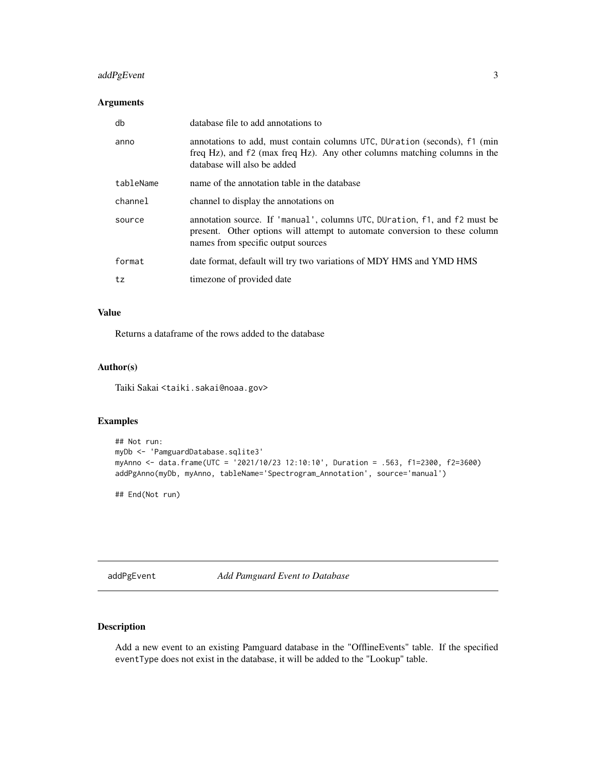## Arguments

| | |
|---|---|
| db | database file to add annotations to |
| anno | annotations to add, must contain columns UTC, DUration (seconds), f1 (min freq Hz), and f2 (max freq Hz). Any other columns matching columns in the database will also be added |
| tableName | name of the annotation table in the database |
| channel | channel to display the annotations on |
| source | annotation source. If 'manual', columns UTC, DUration, f1, and f2 must be present. Other options will attempt to automate conversion to these column names from specific output sources |
| format | date format, default will try two variations of MDY HMS and YMD HMS |
| tz | timezone of provided date |

## Value

Returns a dataframe of the rows added to the database

## Author(s)

Taiki Sakai <taiki.sakai@noaa.gov>

## Examples

```
## Not run:
myDb <- 'PamguardDatabase.sqlite3'
myAnno <- data.frame(UTC = '2021/10/23 12:10:10', Duration = .563, f1=2300, f2=3600)
addPgAnno(myDb, myAnno, tableName='Spectrogram_Annotation', source='manual')

## End(Not run)
```

---

# addPgEvent — *Add Pamguard Event to Database*

## Description

Add a new event to an existing Pamguard database in the "OfflineEvents" table. If the specified eventType does not exist in the database, it will be added to the "Lookup" table.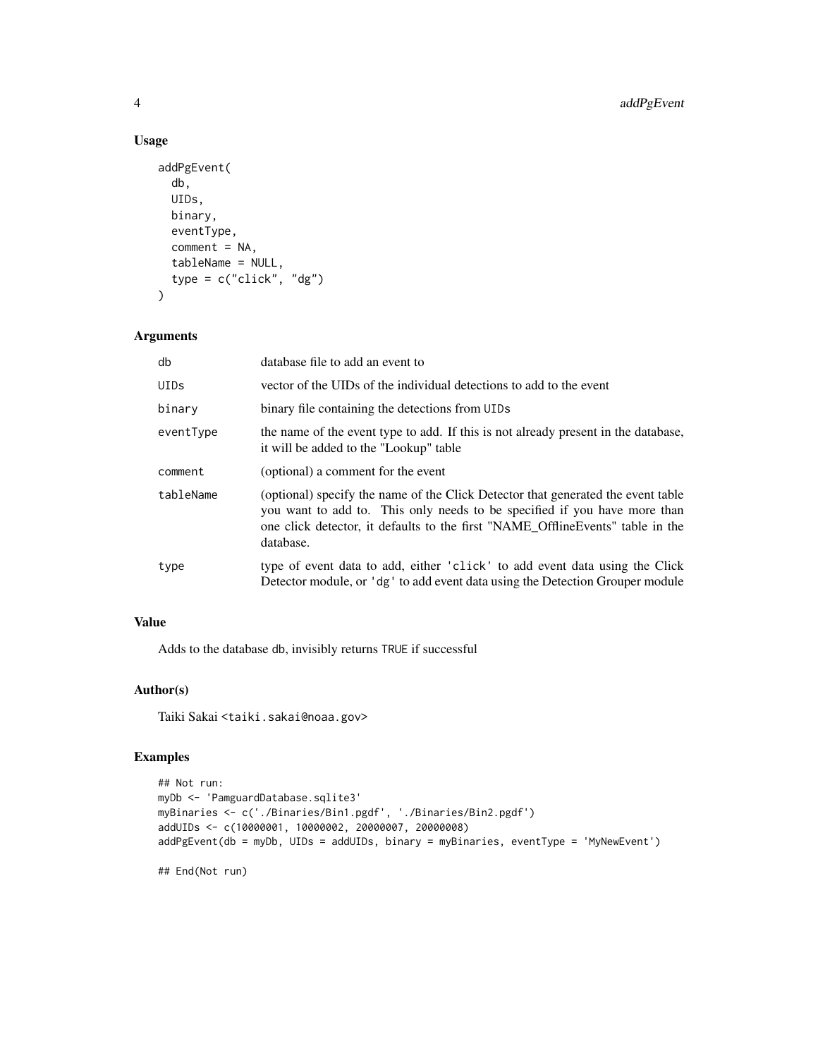## Usage

```
addPgEvent(
  db,
  UIDs,
  binary,
  eventType,
  comment = NA,
  tableName = NULL,
  type = c("click", "dg")
)
```

## Arguments

| | |
|---|---|
| db | database file to add an event to |
| UIDs | vector of the UIDs of the individual detections to add to the event |
| binary | binary file containing the detections from UIDs |
| eventType | the name of the event type to add. If this is not already present in the database, it will be added to the "Lookup" table |
| comment | (optional) a comment for the event |
| tableName | (optional) specify the name of the Click Detector that generated the event table you want to add to. This only needs to be specified if you have more than one click detector, it defaults to the first "NAME_OfflineEvents" table in the database. |
| type | type of event data to add, either 'click' to add event data using the Click Detector module, or 'dg' to add event data using the Detection Grouper module |

## Value

Adds to the database db, invisibly returns TRUE if successful

## Author(s)

Taiki Sakai <taiki.sakai@noaa.gov>

## Examples

```
## Not run:
myDb <- 'PamguardDatabase.sqlite3'
myBinaries <- c('./Binaries/Bin1.pgdf', './Binaries/Bin2.pgdf')
addUIDs <- c(10000001, 10000002, 20000007, 20000008)
addPgEvent(db = myDb, UIDs = addUIDs, binary = myBinaries, eventType = 'MyNewEvent')

## End(Not run)
```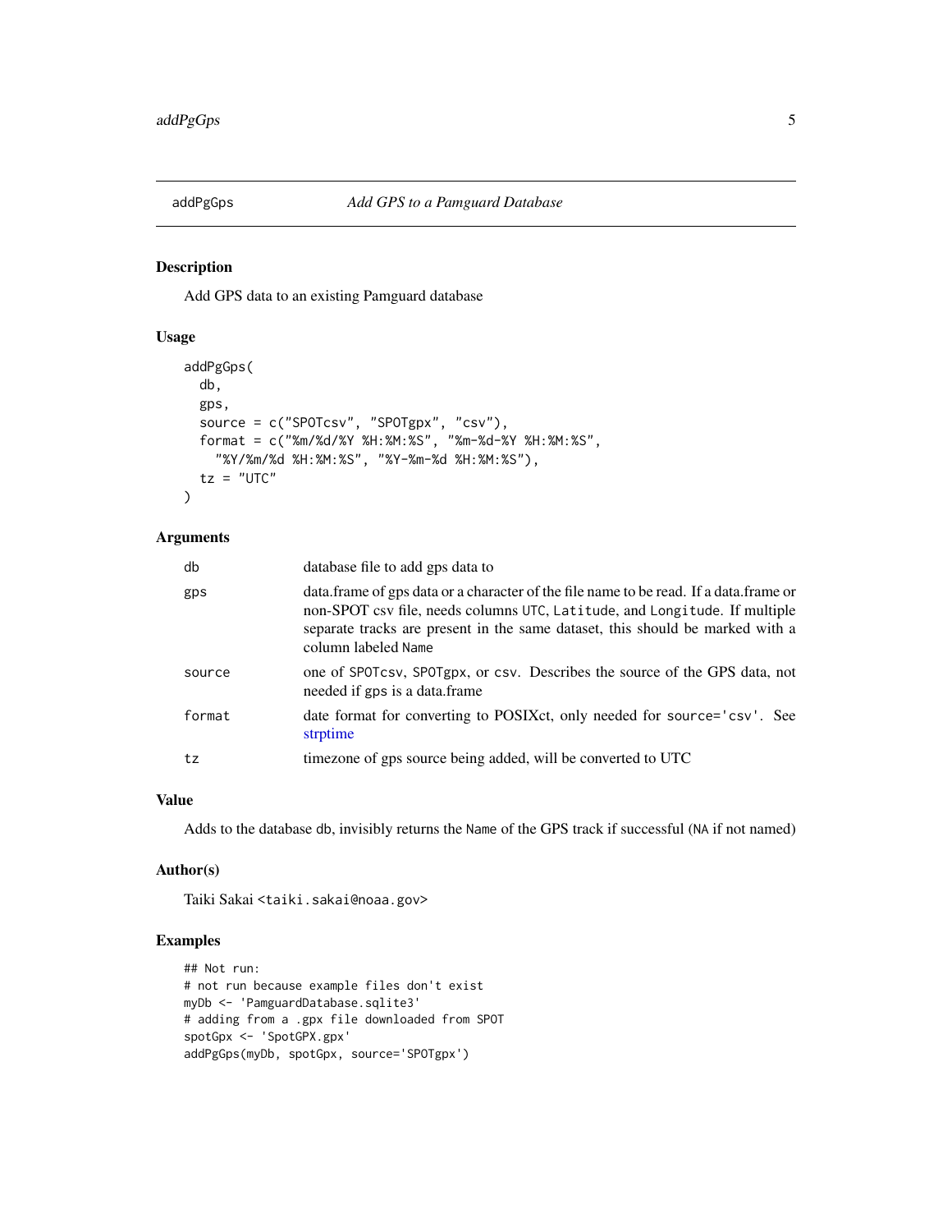## addPgGps — *Add GPS to a Pamguard Database*

### Description

Add GPS data to an existing Pamguard database

### Usage

```
addPgGps(
  db,
  gps,
  source = c("SPOTcsv", "SPOTgpx", "csv"),
  format = c("%m/%d/%Y %H:%M:%S", "%m-%d-%Y %H:%M:%S",
    "%Y/%m/%d %H:%M:%S", "%Y-%m-%d %H:%M:%S"),
  tz = "UTC"
)
```

### Arguments

| | |
|---|---|
| `db` | database file to add gps data to |
| `gps` | data.frame of gps data or a character of the file name to be read. If a data.frame or non-SPOT csv file, needs columns `UTC`, `Latitude`, and `Longitude`. If multiple separate tracks are present in the same dataset, this should be marked with a column labeled `Name` |
| `source` | one of `SPOTcsv`, `SPOTgpx`, or `csv`. Describes the source of the GPS data, not needed if gps is a data.frame |
| `format` | date format for converting to POSIXct, only needed for `source='csv'`. See strptime |
| `tz` | timezone of gps source being added, will be converted to UTC |

### Value

Adds to the database db, invisibly returns the `Name` of the GPS track if successful (`NA` if not named)

### Author(s)

Taiki Sakai <taiki.sakai@noaa.gov>

### Examples

```
## Not run:
# not run because example files don't exist
myDb <- 'PamguardDatabase.sqlite3'
# adding from a .gpx file downloaded from SPOT
spotGpx <- 'SpotGPX.gpx'
addPgGps(myDb, spotGpx, source='SPOTgpx')
```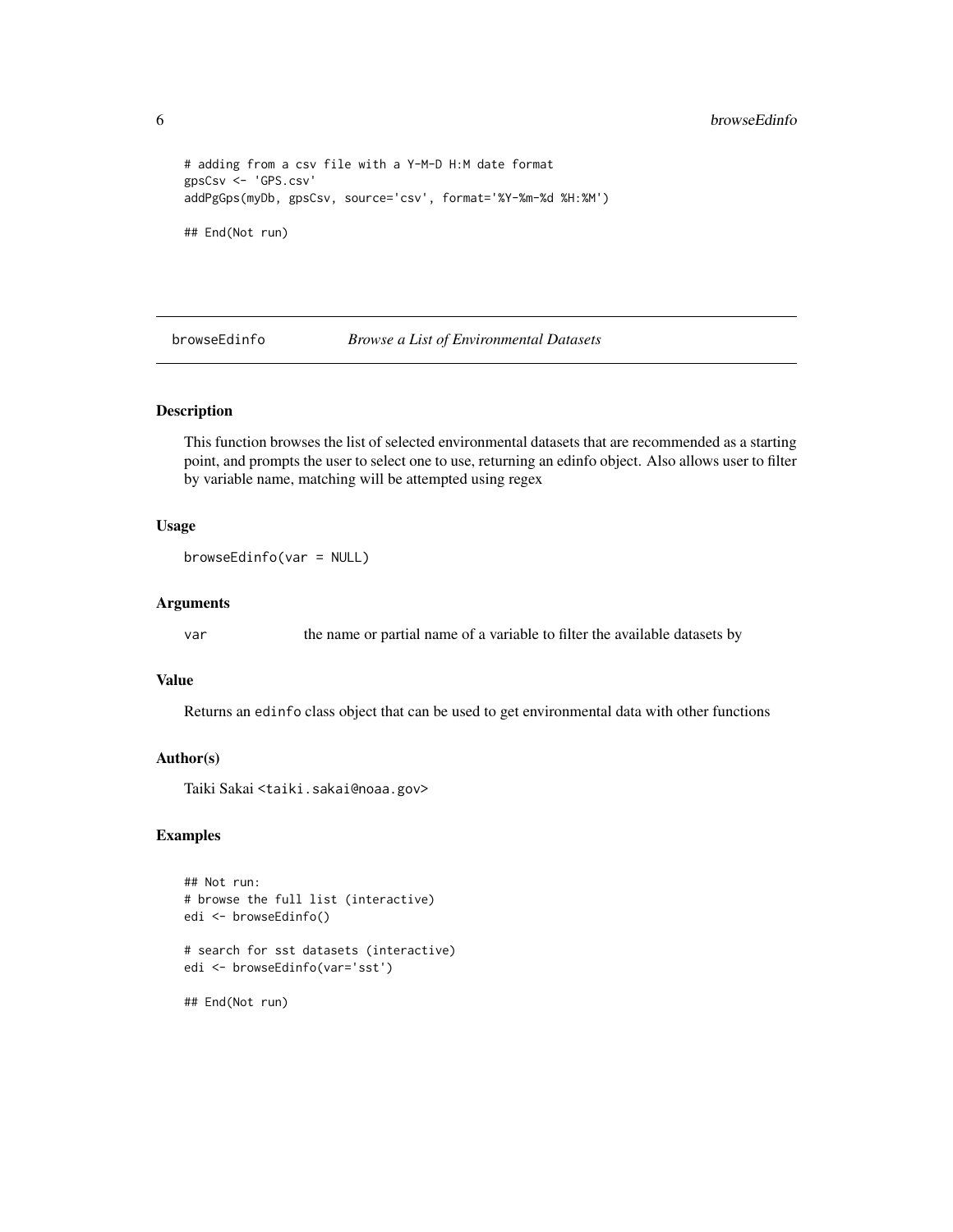```
# adding from a csv file with a Y-M-D H:M date format
gpsCsv <- 'GPS.csv'
addPgGps(myDb, gpsCsv, source='csv', format='%Y-%m-%d %H:%M')

## End(Not run)
```

## browseEdinfo — *Browse a List of Environmental Datasets*

### Description

This function browses the list of selected environmental datasets that are recommended as a starting point, and prompts the user to select one to use, returning an edinfo object. Also allows user to filter by variable name, matching will be attempted using regex

### Usage

```
browseEdinfo(var = NULL)
```

### Arguments

| | |
|---|---|
| var | the name or partial name of a variable to filter the available datasets by |

### Value

Returns an `edinfo` class object that can be used to get environmental data with other functions

### Author(s)

Taiki Sakai <taiki.sakai@noaa.gov>

### Examples

```
## Not run:
# browse the full list (interactive)
edi <- browseEdinfo()

# search for sst datasets (interactive)
edi <- browseEdinfo(var='sst')

## End(Not run)
```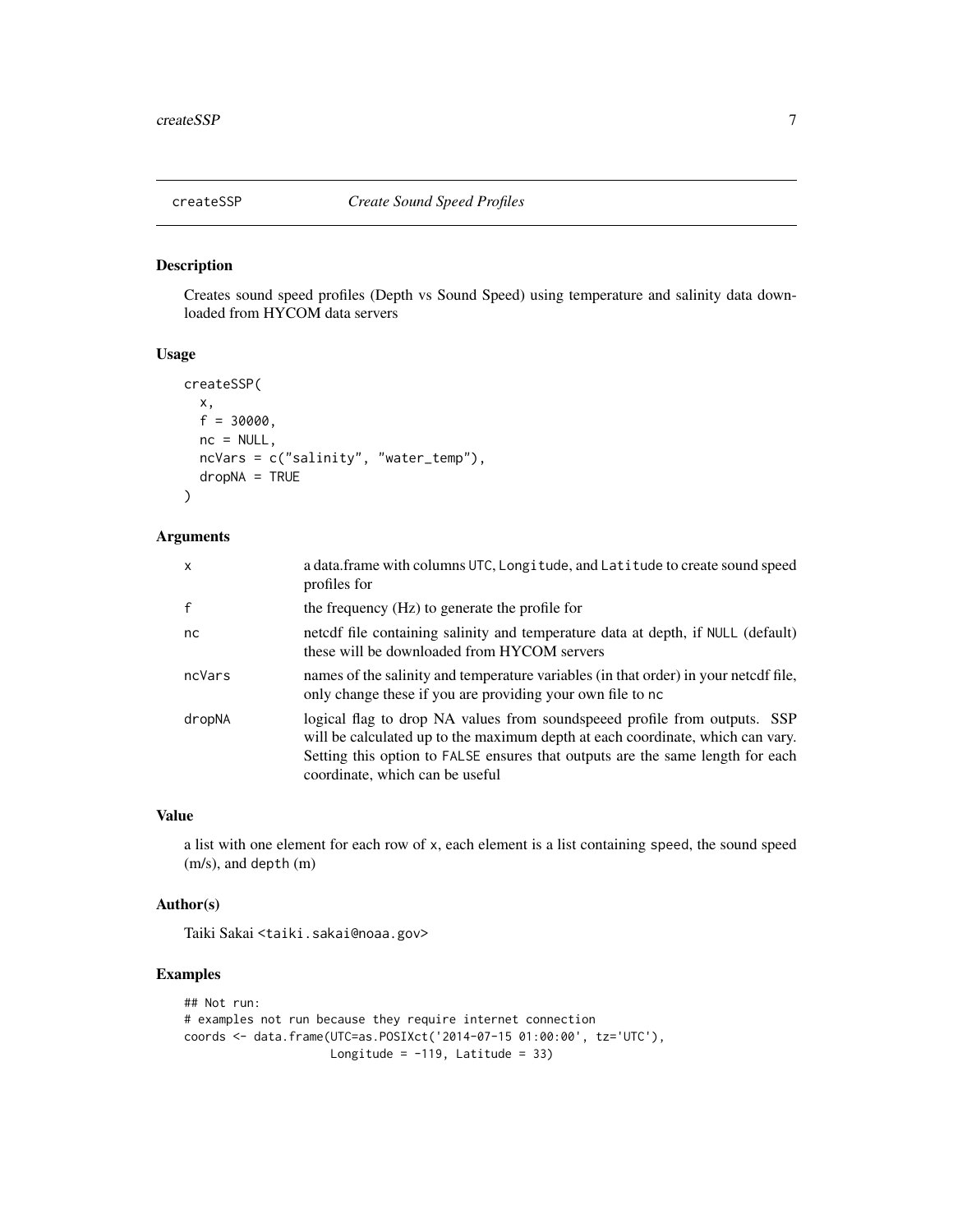# createSSP *Create Sound Speed Profiles*

## Description

Creates sound speed profiles (Depth vs Sound Speed) using temperature and salinity data downloaded from HYCOM data servers

## Usage

```
createSSP(
  x,
  f = 30000,
  nc = NULL,
  ncVars = c("salinity", "water_temp"),
  dropNA = TRUE
)
```

## Arguments

| | |
|---|---|
| x | a data.frame with columns UTC, Longitude, and Latitude to create sound speed profiles for |
| f | the frequency (Hz) to generate the profile for |
| nc | netcdf file containing salinity and temperature data at depth, if NULL (default) these will be downloaded from HYCOM servers |
| ncVars | names of the salinity and temperature variables (in that order) in your netcdf file, only change these if you are providing your own file to nc |
| dropNA | logical flag to drop NA values from soundspeeed profile from outputs. SSP will be calculated up to the maximum depth at each coordinate, which can vary. Setting this option to FALSE ensures that outputs are the same length for each coordinate, which can be useful |

## Value

a list with one element for each row of x, each element is a list containing speed, the sound speed (m/s), and depth (m)

## Author(s)

Taiki Sakai <taiki.sakai@noaa.gov>

## Examples

```
## Not run:
# examples not run because they require internet connection
coords <- data.frame(UTC=as.POSIXct('2014-07-15 01:00:00', tz='UTC'),
                     Longitude = -119, Latitude = 33)
```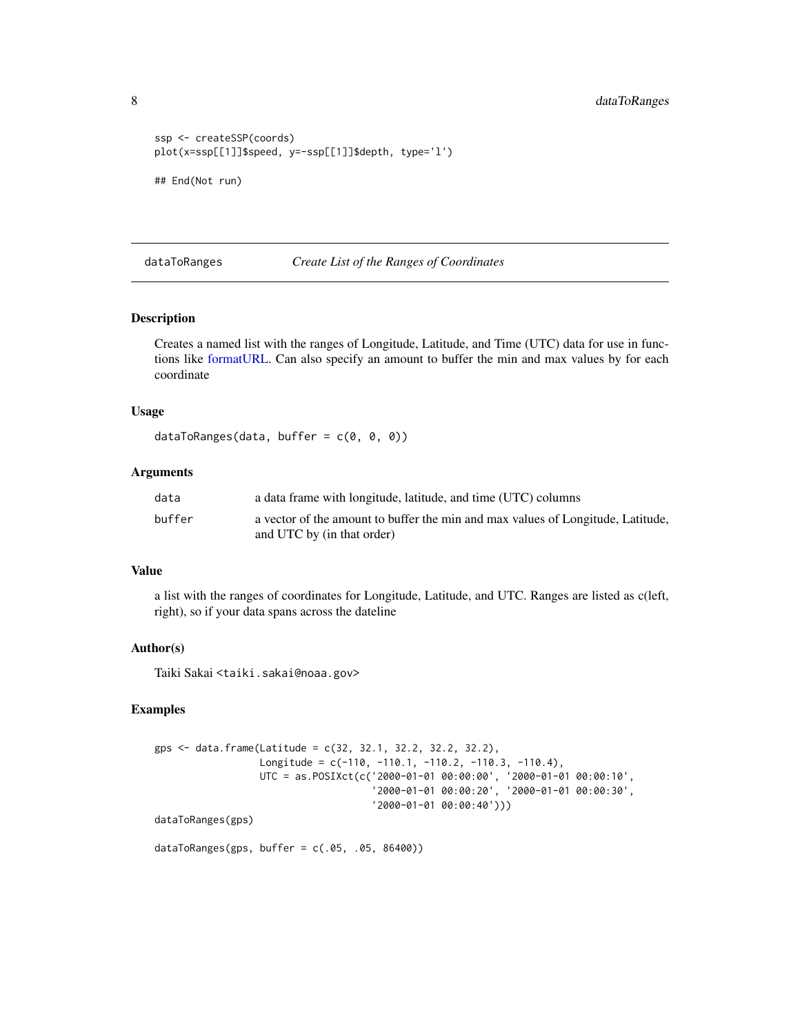```
ssp <- createSSP(coords)
plot(x=ssp[[1]]$speed, y=-ssp[[1]]$depth, type='l')

## End(Not run)
```

## dataToRanges *Create List of the Ranges of Coordinates*

### Description

Creates a named list with the ranges of Longitude, Latitude, and Time (UTC) data for use in functions like formatURL. Can also specify an amount to buffer the min and max values by for each coordinate

### Usage

```
dataToRanges(data, buffer = c(0, 0, 0))
```

### Arguments

| | |
|---|---|
| data | a data frame with longitude, latitude, and time (UTC) columns |
| buffer | a vector of the amount to buffer the min and max values of Longitude, Latitude, and UTC by (in that order) |

### Value

a list with the ranges of coordinates for Longitude, Latitude, and UTC. Ranges are listed as c(left, right), so if your data spans across the dateline

### Author(s)

Taiki Sakai <taiki.sakai@noaa.gov>

### Examples

```
gps <- data.frame(Latitude = c(32, 32.1, 32.2, 32.2, 32.2),
                  Longitude = c(-110, -110.1, -110.2, -110.3, -110.4),
                  UTC = as.POSIXct(c('2000-01-01 00:00:00', '2000-01-01 00:00:10',
                                     '2000-01-01 00:00:20', '2000-01-01 00:00:30',
                                     '2000-01-01 00:00:40')))
dataToRanges(gps)

dataToRanges(gps, buffer = c(.05, .05, 86400))
```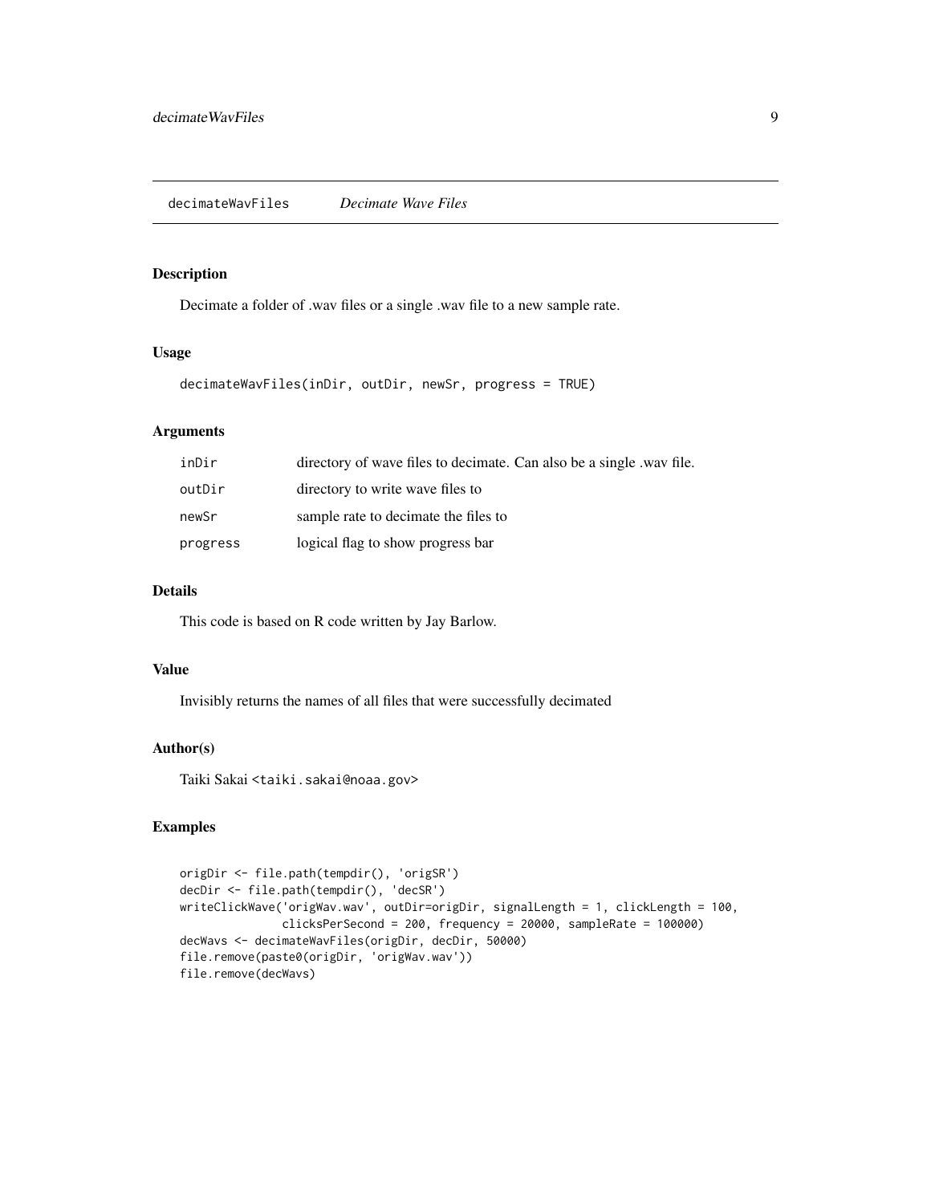## decimateWavFiles *Decimate Wave Files*

### Description

Decimate a folder of .wav files or a single .wav file to a new sample rate.

### Usage

```
decimateWavFiles(inDir, outDir, newSr, progress = TRUE)
```

### Arguments

| | |
|---|---|
| inDir | directory of wave files to decimate. Can also be a single .wav file. |
| outDir | directory to write wave files to |
| newSr | sample rate to decimate the files to |
| progress | logical flag to show progress bar |

### Details

This code is based on R code written by Jay Barlow.

### Value

Invisibly returns the names of all files that were successfully decimated

### Author(s)

Taiki Sakai <taiki.sakai@noaa.gov>

### Examples

```
origDir <- file.path(tempdir(), 'origSR')
decDir <- file.path(tempdir(), 'decSR')
writeClickWave('origWav.wav', outDir=origDir, signalLength = 1, clickLength = 100,
               clicksPerSecond = 200, frequency = 20000, sampleRate = 100000)
decWavs <- decimateWavFiles(origDir, decDir, 50000)
file.remove(paste0(origDir, 'origWav.wav'))
file.remove(decWavs)
```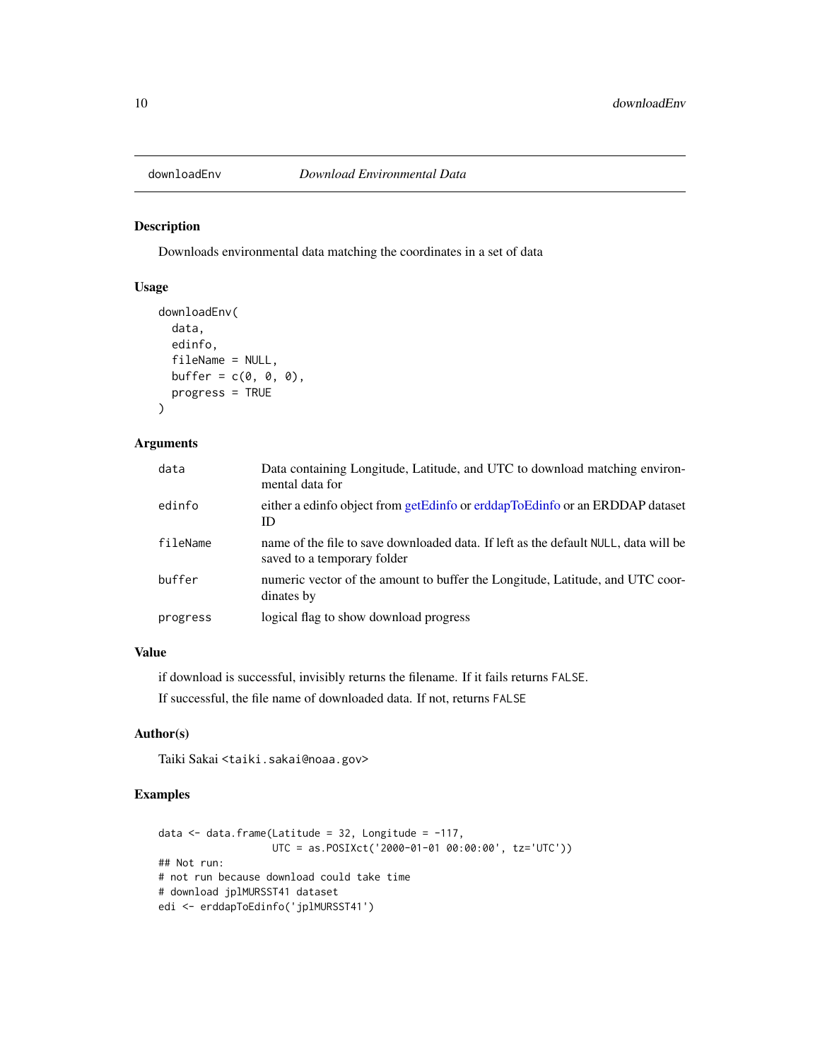## downloadEnv    *Download Environmental Data*

### Description

Downloads environmental data matching the coordinates in a set of data

### Usage

```
downloadEnv(
  data,
  edinfo,
  fileName = NULL,
  buffer = c(0, 0, 0),
  progress = TRUE
)
```

### Arguments

| | |
|---|---|
| `data` | Data containing Longitude, Latitude, and UTC to download matching environmental data for |
| `edinfo` | either a edinfo object from getEdinfo or erddapToEdinfo or an ERDDAP dataset ID |
| `fileName` | name of the file to save downloaded data. If left as the default `NULL`, data will be saved to a temporary folder |
| `buffer` | numeric vector of the amount to buffer the Longitude, Latitude, and UTC coordinates by |
| `progress` | logical flag to show download progress |

### Value

if download is successful, invisibly returns the filename. If it fails returns `FALSE`.

If successful, the file name of downloaded data. If not, returns `FALSE`

### Author(s)

Taiki Sakai <taiki.sakai@noaa.gov>

### Examples

```
data <- data.frame(Latitude = 32, Longitude = -117,
                   UTC = as.POSIXct('2000-01-01 00:00:00', tz='UTC'))
## Not run:
# not run because download could take time
# download jplMURSST41 dataset
edi <- erddapToEdinfo('jplMURSST41')
```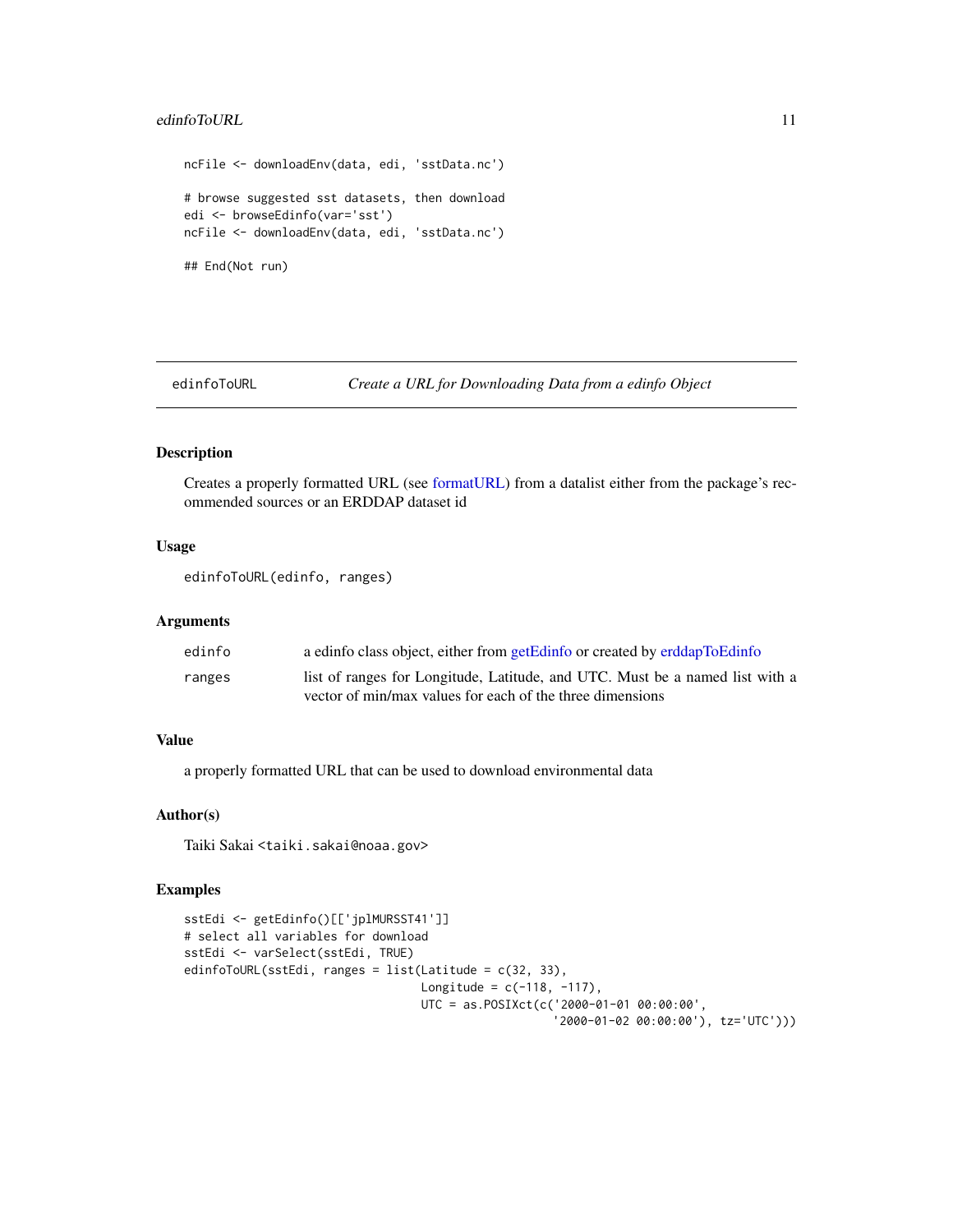```
ncFile <- downloadEnv(data, edi, 'sstData.nc')

# browse suggested sst datasets, then download
edi <- browseEdinfo(var='sst')
ncFile <- downloadEnv(data, edi, 'sstData.nc')

## End(Not run)
```

## edinfoToURL — *Create a URL for Downloading Data from a edinfo Object*

### Description

Creates a properly formatted URL (see formatURL) from a datalist either from the package's recommended sources or an ERDDAP dataset id

### Usage

```
edinfoToURL(edinfo, ranges)
```

### Arguments

| | |
|---|---|
| edinfo | a edinfo class object, either from getEdinfo or created by erddapToEdinfo |
| ranges | list of ranges for Longitude, Latitude, and UTC. Must be a named list with a vector of min/max values for each of the three dimensions |

### Value

a properly formatted URL that can be used to download environmental data

### Author(s)

Taiki Sakai <taiki.sakai@noaa.gov>

### Examples

```
sstEdi <- getEdinfo()[['jplMURSST41']]
# select all variables for download
sstEdi <- varSelect(sstEdi, TRUE)
edinfoToURL(sstEdi, ranges = list(Latitude = c(32, 33),
                                  Longitude = c(-118, -117),
                                  UTC = as.POSIXct(c('2000-01-01 00:00:00',
                                                     '2000-01-02 00:00:00'), tz='UTC')))
```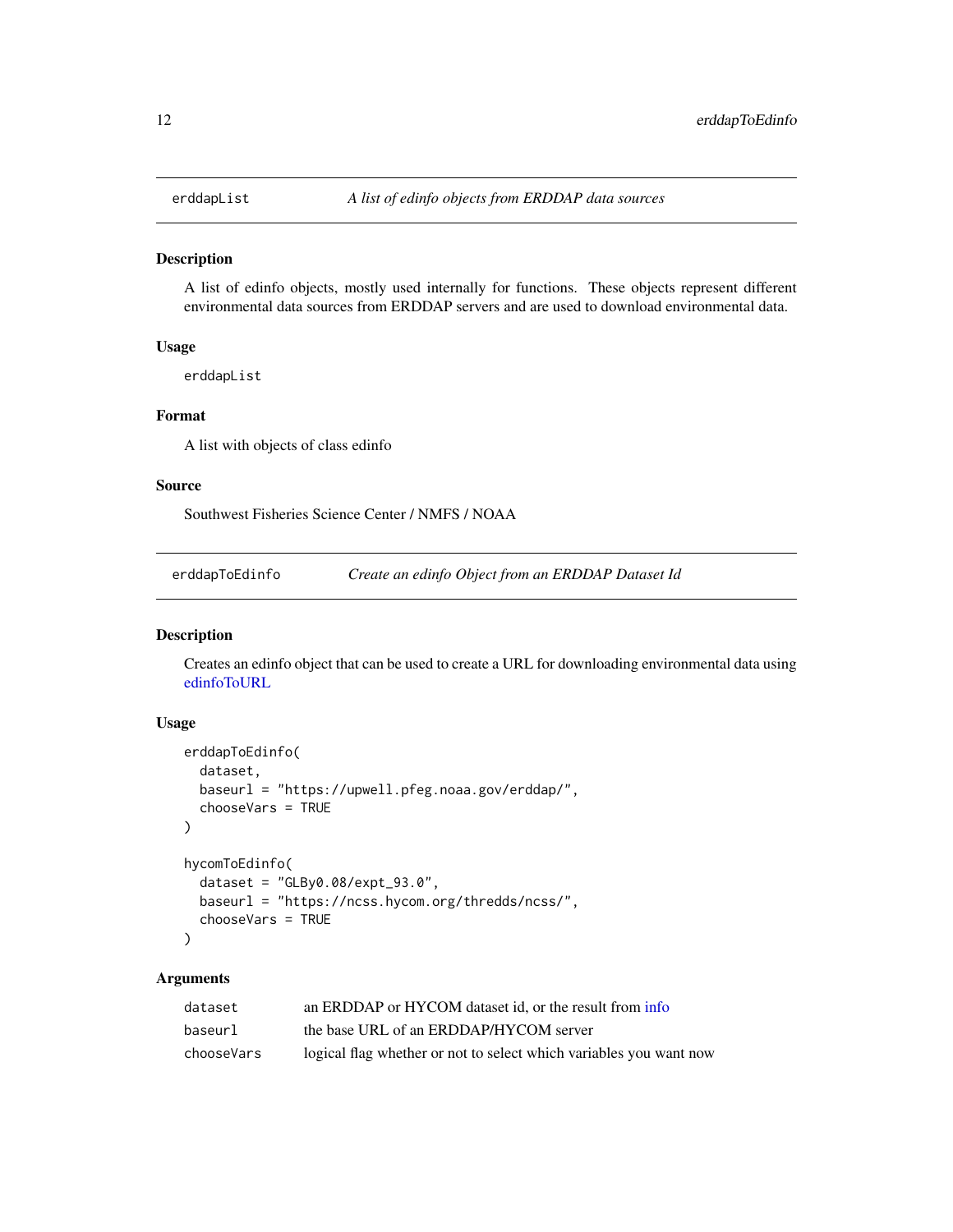## erddapList — *A list of edinfo objects from ERDDAP data sources*

### Description

A list of edinfo objects, mostly used internally for functions. These objects represent different environmental data sources from ERDDAP servers and are used to download environmental data.

### Usage

```
erddapList
```

### Format

A list with objects of class edinfo

### Source

Southwest Fisheries Science Center / NMFS / NOAA

## erddapToEdinfo — *Create an edinfo Object from an ERDDAP Dataset Id*

### Description

Creates an edinfo object that can be used to create a URL for downloading environmental data using edinfoToURL

### Usage

```
erddapToEdinfo(
  dataset,
  baseurl = "https://upwell.pfeg.noaa.gov/erddap/",
  chooseVars = TRUE
)

hycomToEdinfo(
  dataset = "GLBy0.08/expt_93.0",
  baseurl = "https://ncss.hycom.org/thredds/ncss/",
  chooseVars = TRUE
)
```

### Arguments

| | |
|---|---|
| `dataset` | an ERDDAP or HYCOM dataset id, or the result from info |
| `baseurl` | the base URL of an ERDDAP/HYCOM server |
| `chooseVars` | logical flag whether or not to select which variables you want now |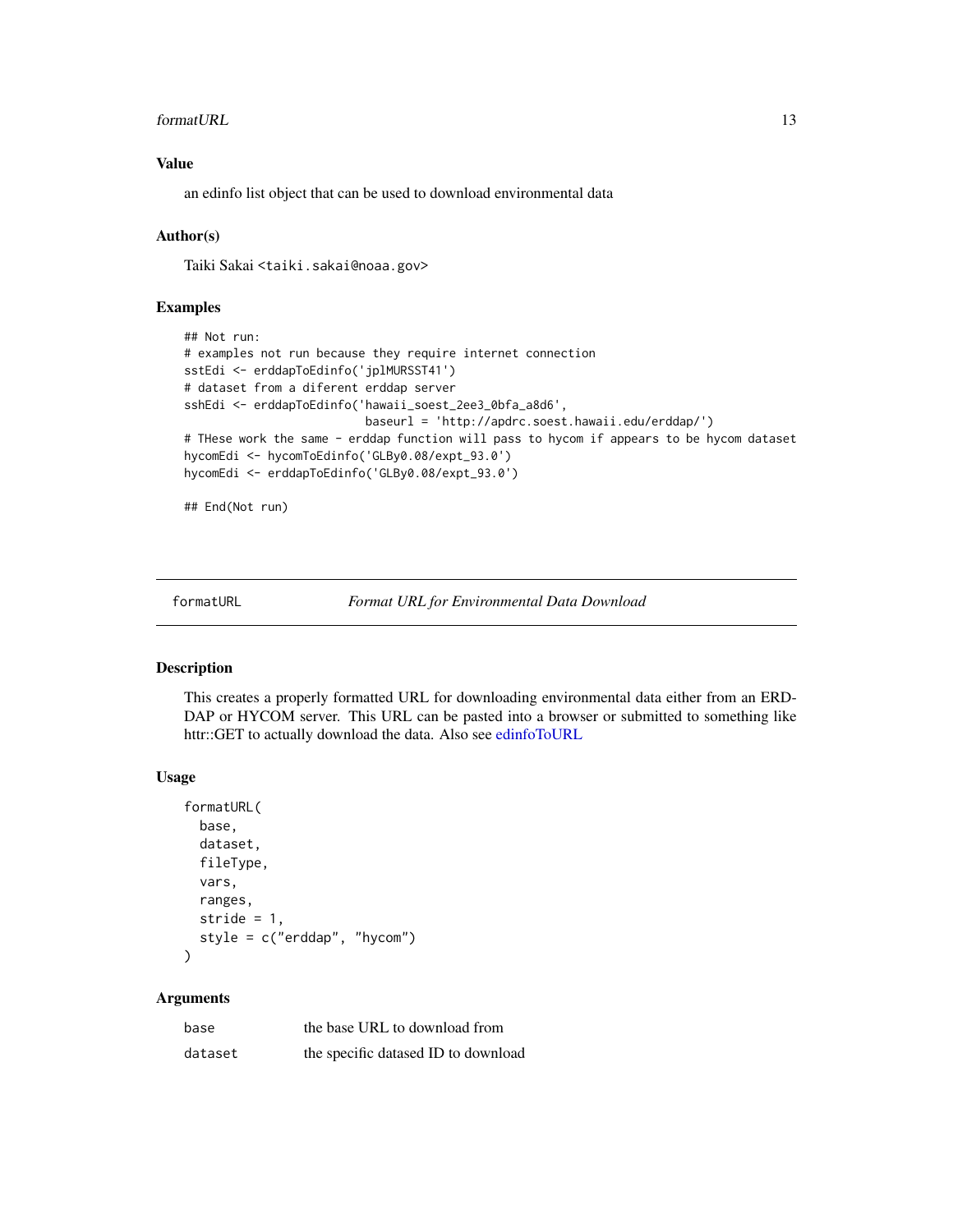### Value

an edinfo list object that can be used to download environmental data

### Author(s)

Taiki Sakai <taiki.sakai@noaa.gov>

### Examples

```
## Not run:
# examples not run because they require internet connection
sstEdi <- erddapToEdinfo('jplMURSST41')
# dataset from a diferent erddap server
sshEdi <- erddapToEdinfo('hawaii_soest_2ee3_0bfa_a8d6',
                          baseurl = 'http://apdrc.soest.hawaii.edu/erddap/')
# THese work the same - erddap function will pass to hycom if appears to be hycom dataset
hycomEdi <- hycomToEdinfo('GLBy0.08/expt_93.0')
hycomEdi <- erddapToEdinfo('GLBy0.08/expt_93.0')

## End(Not run)
```

---

## formatURL — *Format URL for Environmental Data Download*

### Description

This creates a properly formatted URL for downloading environmental data either from an ERDDAP or HYCOM server. This URL can be pasted into a browser or submitted to something like httr::GET to actually download the data. Also see edinfoToURL

### Usage

```
formatURL(
  base,
  dataset,
  fileType,
  vars,
  ranges,
  stride = 1,
  style = c("erddap", "hycom")
)
```

### Arguments

| | |
|---|---|
| base | the base URL to download from |
| dataset | the specific datased ID to download |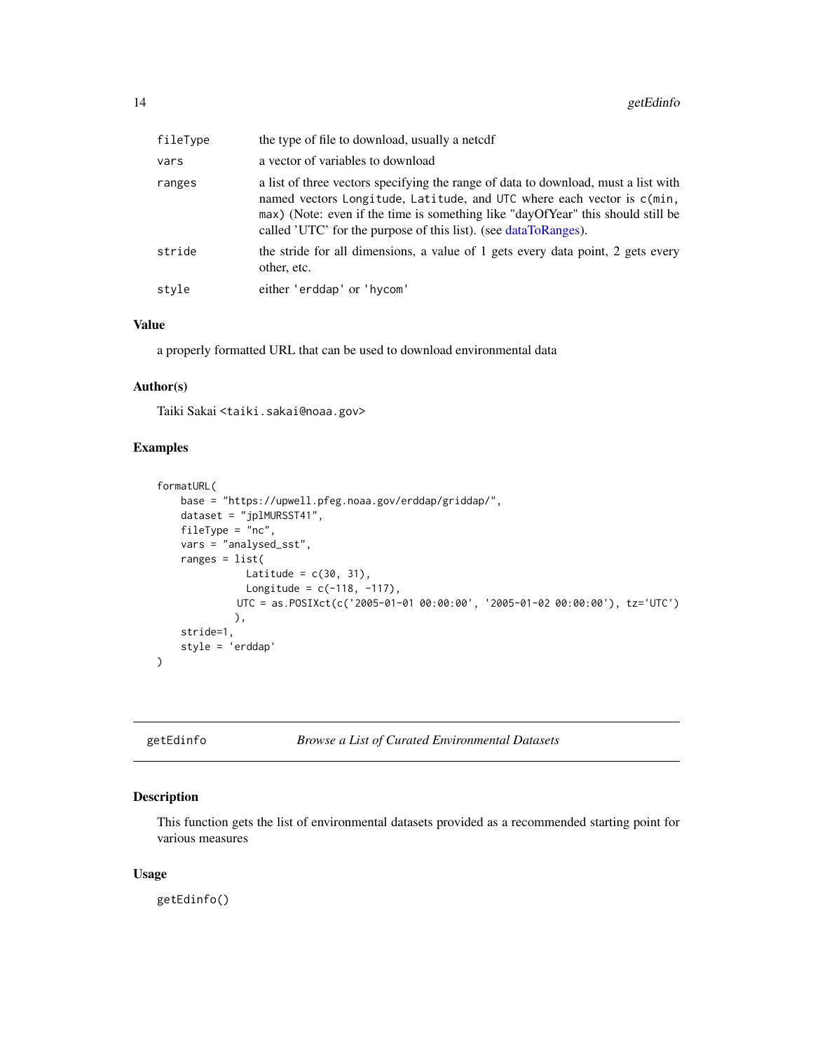| | |
|---|---|
| fileType | the type of file to download, usually a netcdf |
| vars | a vector of variables to download |
| ranges | a list of three vectors specifying the range of data to download, must a list with named vectors Longitude, Latitude, and UTC where each vector is c(min, max) (Note: even if the time is something like "dayOfYear" this should still be called 'UTC' for the purpose of this list). (see dataToRanges). |
| stride | the stride for all dimensions, a value of 1 gets every data point, 2 gets every other, etc. |
| style | either 'erddap' or 'hycom' |

### Value

a properly formatted URL that can be used to download environmental data

### Author(s)

Taiki Sakai <taiki.sakai@noaa.gov>

### Examples

```
formatURL(
    base = "https://upwell.pfeg.noaa.gov/erddap/griddap/",
    dataset = "jplMURSST41",
    fileType = "nc",
    vars = "analysed_sst",
    ranges = list(
               Latitude = c(30, 31),
               Longitude = c(-118, -117),
             UTC = as.POSIXct(c('2005-01-01 00:00:00', '2005-01-02 00:00:00'), tz='UTC')
            ),
    stride=1,
    style = 'erddap'
)
```

---

## getEdinfo *Browse a List of Curated Environmental Datasets*

### Description

This function gets the list of environmental datasets provided as a recommended starting point for various measures

### Usage

```
getEdinfo()
```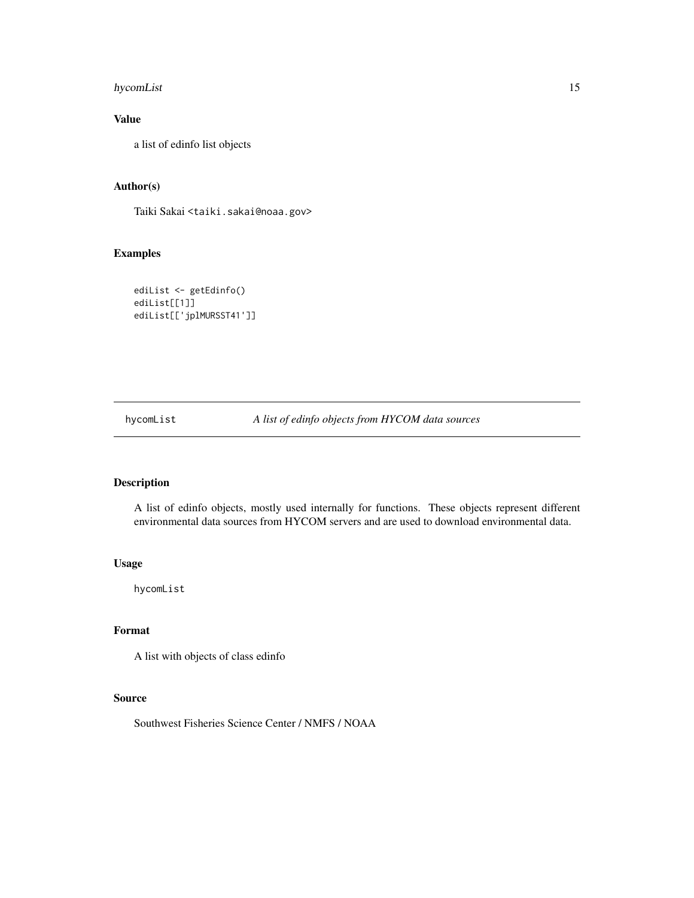### Value

a list of edinfo list objects

### Author(s)

Taiki Sakai <taiki.sakai@noaa.gov>

### Examples

```
ediList <- getEdinfo()
ediList[[1]]
ediList[['jplMURSST41']]
```

---

## hycomList &nbsp;&nbsp;&nbsp; *A list of edinfo objects from HYCOM data sources*

---

### Description

A list of edinfo objects, mostly used internally for functions. These objects represent different environmental data sources from HYCOM servers and are used to download environmental data.

### Usage

```
hycomList
```

### Format

A list with objects of class edinfo

### Source

Southwest Fisheries Science Center / NMFS / NOAA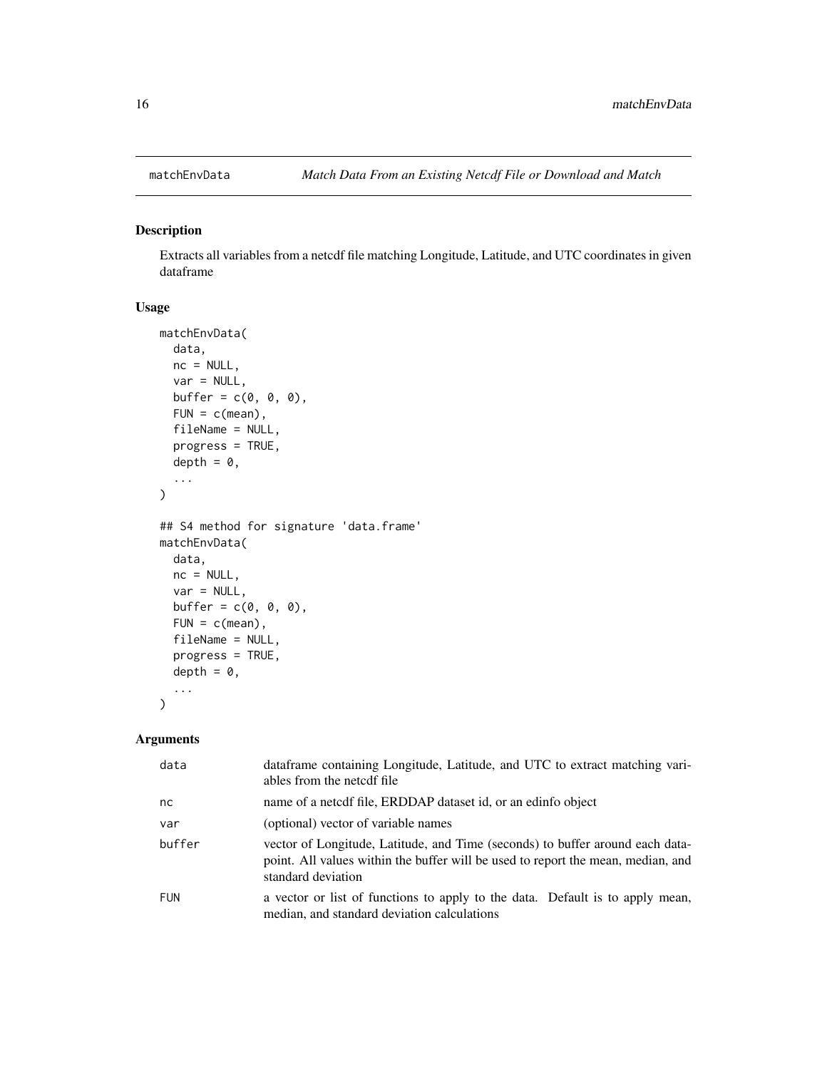## matchEnvData *Match Data From an Existing Netcdf File or Download and Match*

### Description

Extracts all variables from a netcdf file matching Longitude, Latitude, and UTC coordinates in given dataframe

### Usage

```
matchEnvData(
  data,
  nc = NULL,
  var = NULL,
  buffer = c(0, 0, 0),
  FUN = c(mean),
  fileName = NULL,
  progress = TRUE,
  depth = 0,
  ...
)

## S4 method for signature 'data.frame'
matchEnvData(
  data,
  nc = NULL,
  var = NULL,
  buffer = c(0, 0, 0),
  FUN = c(mean),
  fileName = NULL,
  progress = TRUE,
  depth = 0,
  ...
)
```

### Arguments

| | |
|---|---|
| data | dataframe containing Longitude, Latitude, and UTC to extract matching variables from the netcdf file |
| nc | name of a netcdf file, ERDDAP dataset id, or an edinfo object |
| var | (optional) vector of variable names |
| buffer | vector of Longitude, Latitude, and Time (seconds) to buffer around each datapoint. All values within the buffer will be used to report the mean, median, and standard deviation |
| FUN | a vector or list of functions to apply to the data. Default is to apply mean, median, and standard deviation calculations |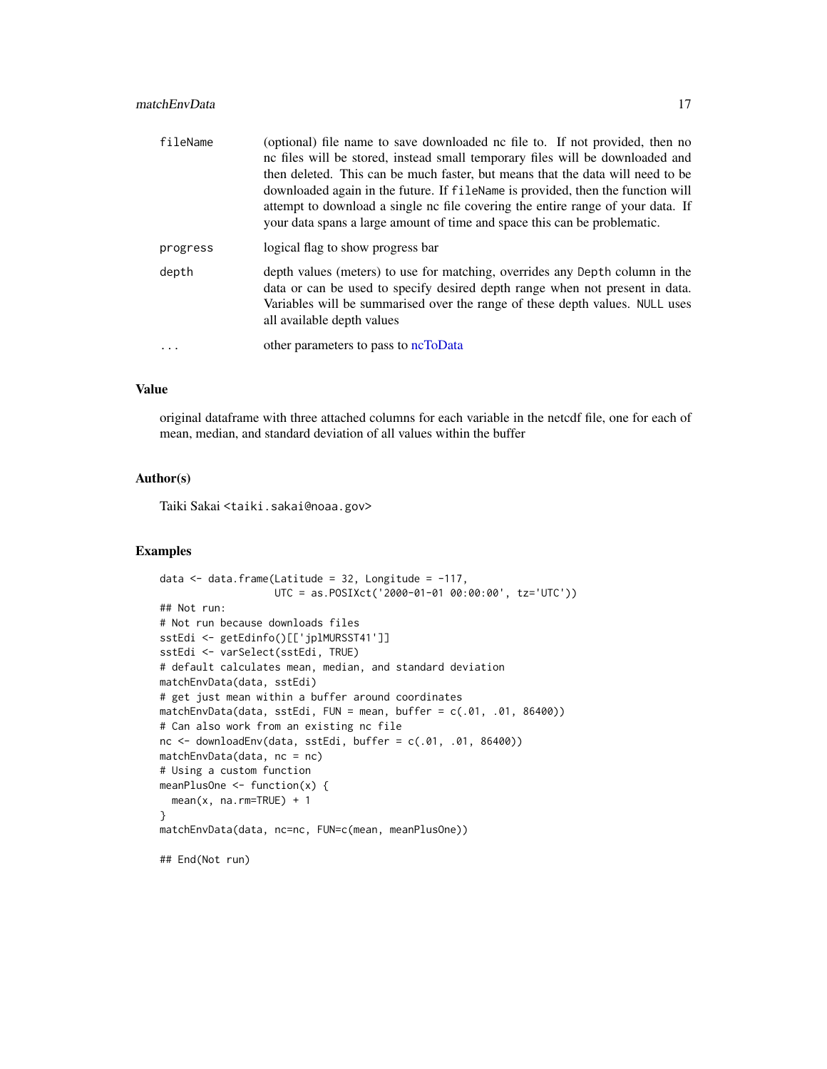| | |
|---|---|
| fileName | (optional) file name to save downloaded nc file to. If not provided, then no nc files will be stored, instead small temporary files will be downloaded and then deleted. This can be much faster, but means that the data will need to be downloaded again in the future. If fileName is provided, then the function will attempt to download a single nc file covering the entire range of your data. If your data spans a large amount of time and space this can be problematic. |
| progress | logical flag to show progress bar |
| depth | depth values (meters) to use for matching, overrides any Depth column in the data or can be used to specify desired depth range when not present in data. Variables will be summarised over the range of these depth values. NULL uses all available depth values |
| ... | other parameters to pass to ncToData |

## Value

original dataframe with three attached columns for each variable in the netcdf file, one for each of mean, median, and standard deviation of all values within the buffer

## Author(s)

Taiki Sakai <taiki.sakai@noaa.gov>

## Examples

```
data <- data.frame(Latitude = 32, Longitude = -117,
                   UTC = as.POSIXct('2000-01-01 00:00:00', tz='UTC'))
## Not run:
# Not run because downloads files
sstEdi <- getEdinfo()[['jplMURSST41']]
sstEdi <- varSelect(sstEdi, TRUE)
# default calculates mean, median, and standard deviation
matchEnvData(data, sstEdi)
# get just mean within a buffer around coordinates
matchEnvData(data, sstEdi, FUN = mean, buffer = c(.01, .01, 86400))
# Can also work from an existing nc file
nc <- downloadEnv(data, sstEdi, buffer = c(.01, .01, 86400))
matchEnvData(data, nc = nc)
# Using a custom function
meanPlusOne <- function(x) {
  mean(x, na.rm=TRUE) + 1
}
matchEnvData(data, nc=nc, FUN=c(mean, meanPlusOne))

## End(Not run)
```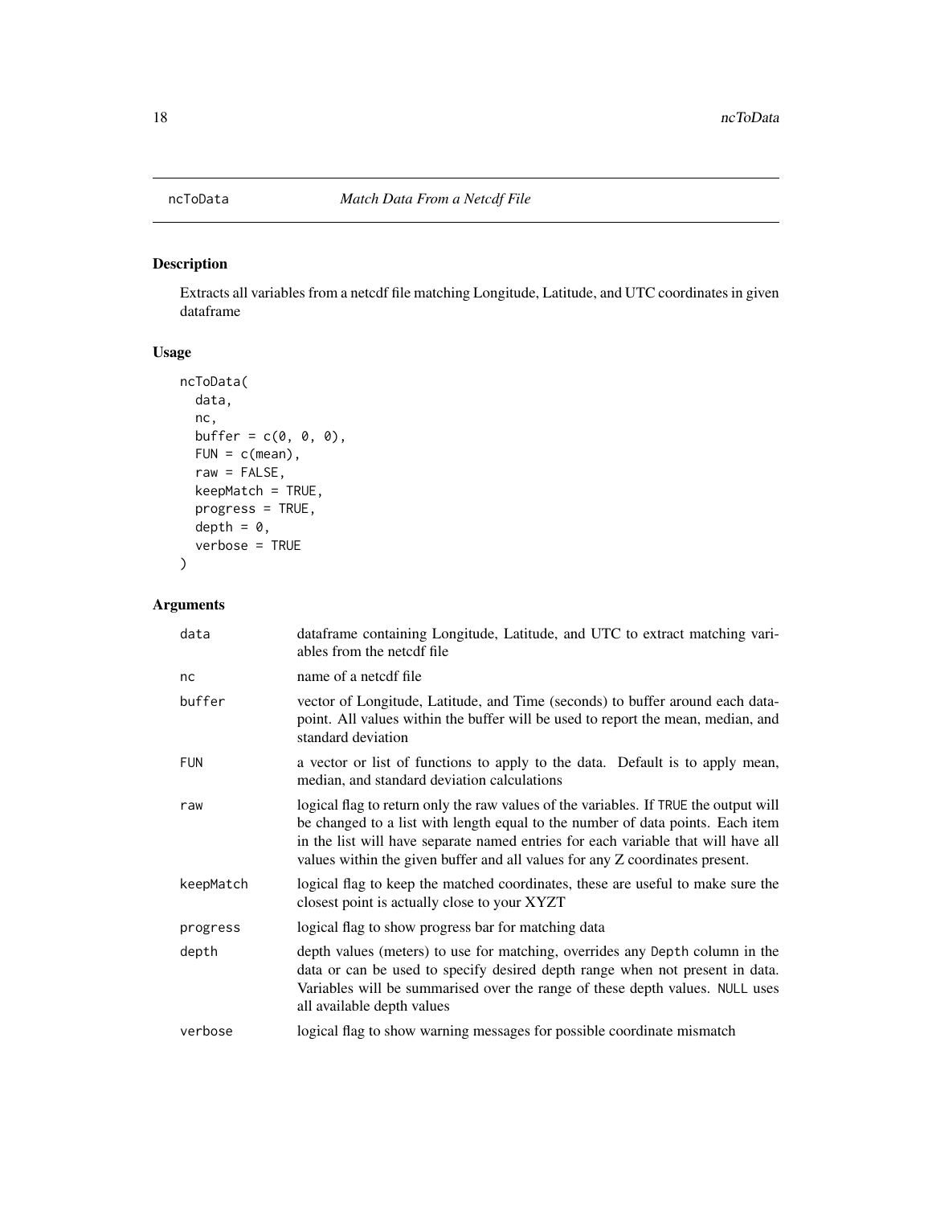# ncToData *Match Data From a Netcdf File*

## Description

Extracts all variables from a netcdf file matching Longitude, Latitude, and UTC coordinates in given dataframe

## Usage

```
ncToData(
  data,
  nc,
  buffer = c(0, 0, 0),
  FUN = c(mean),
  raw = FALSE,
  keepMatch = TRUE,
  progress = TRUE,
  depth = 0,
  verbose = TRUE
)
```

## Arguments

| | |
|---|---|
| `data` | dataframe containing Longitude, Latitude, and UTC to extract matching variables from the netcdf file |
| `nc` | name of a netcdf file |
| `buffer` | vector of Longitude, Latitude, and Time (seconds) to buffer around each datapoint. All values within the buffer will be used to report the mean, median, and standard deviation |
| `FUN` | a vector or list of functions to apply to the data. Default is to apply mean, median, and standard deviation calculations |
| `raw` | logical flag to return only the raw values of the variables. If `TRUE` the output will be changed to a list with length equal to the number of data points. Each item in the list will have separate named entries for each variable that will have all values within the given buffer and all values for any Z coordinates present. |
| `keepMatch` | logical flag to keep the matched coordinates, these are useful to make sure the closest point is actually close to your XYZT |
| `progress` | logical flag to show progress bar for matching data |
| `depth` | depth values (meters) to use for matching, overrides any `Depth` column in the data or can be used to specify desired depth range when not present in data. Variables will be summarised over the range of these depth values. `NULL` uses all available depth values |
| `verbose` | logical flag to show warning messages for possible coordinate mismatch |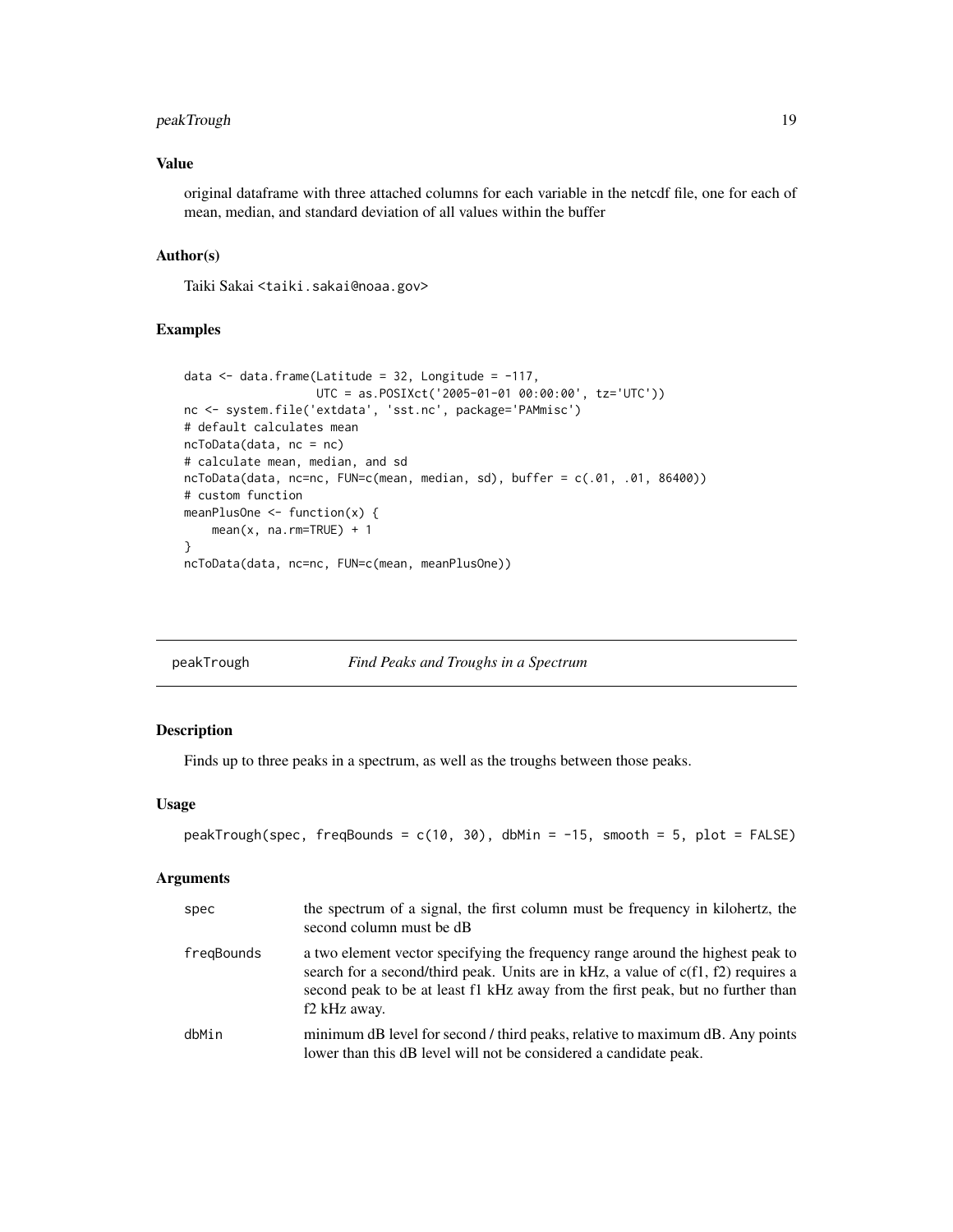## Value

original dataframe with three attached columns for each variable in the netcdf file, one for each of mean, median, and standard deviation of all values within the buffer

## Author(s)

Taiki Sakai <taiki.sakai@noaa.gov>

## Examples

```
data <- data.frame(Latitude = 32, Longitude = -117,
                   UTC = as.POSIXct('2005-01-01 00:00:00', tz='UTC'))
nc <- system.file('extdata', 'sst.nc', package='PAMmisc')
# default calculates mean
ncToData(data, nc = nc)
# calculate mean, median, and sd
ncToData(data, nc=nc, FUN=c(mean, median, sd), buffer = c(.01, .01, 86400))
# custom function
meanPlusOne <- function(x) {
    mean(x, na.rm=TRUE) + 1
}
ncToData(data, nc=nc, FUN=c(mean, meanPlusOne))
```

---

# peakTrough *Find Peaks and Troughs in a Spectrum*

## Description

Finds up to three peaks in a spectrum, as well as the troughs between those peaks.

## Usage

```
peakTrough(spec, freqBounds = c(10, 30), dbMin = -15, smooth = 5, plot = FALSE)
```

## Arguments

| | |
|---|---|
| spec | the spectrum of a signal, the first column must be frequency in kilohertz, the second column must be dB |
| freqBounds | a two element vector specifying the frequency range around the highest peak to search for a second/third peak. Units are in kHz, a value of c(f1, f2) requires a second peak to be at least f1 kHz away from the first peak, but no further than f2 kHz away. |
| dbMin | minimum dB level for second / third peaks, relative to maximum dB. Any points lower than this dB level will not be considered a candidate peak. |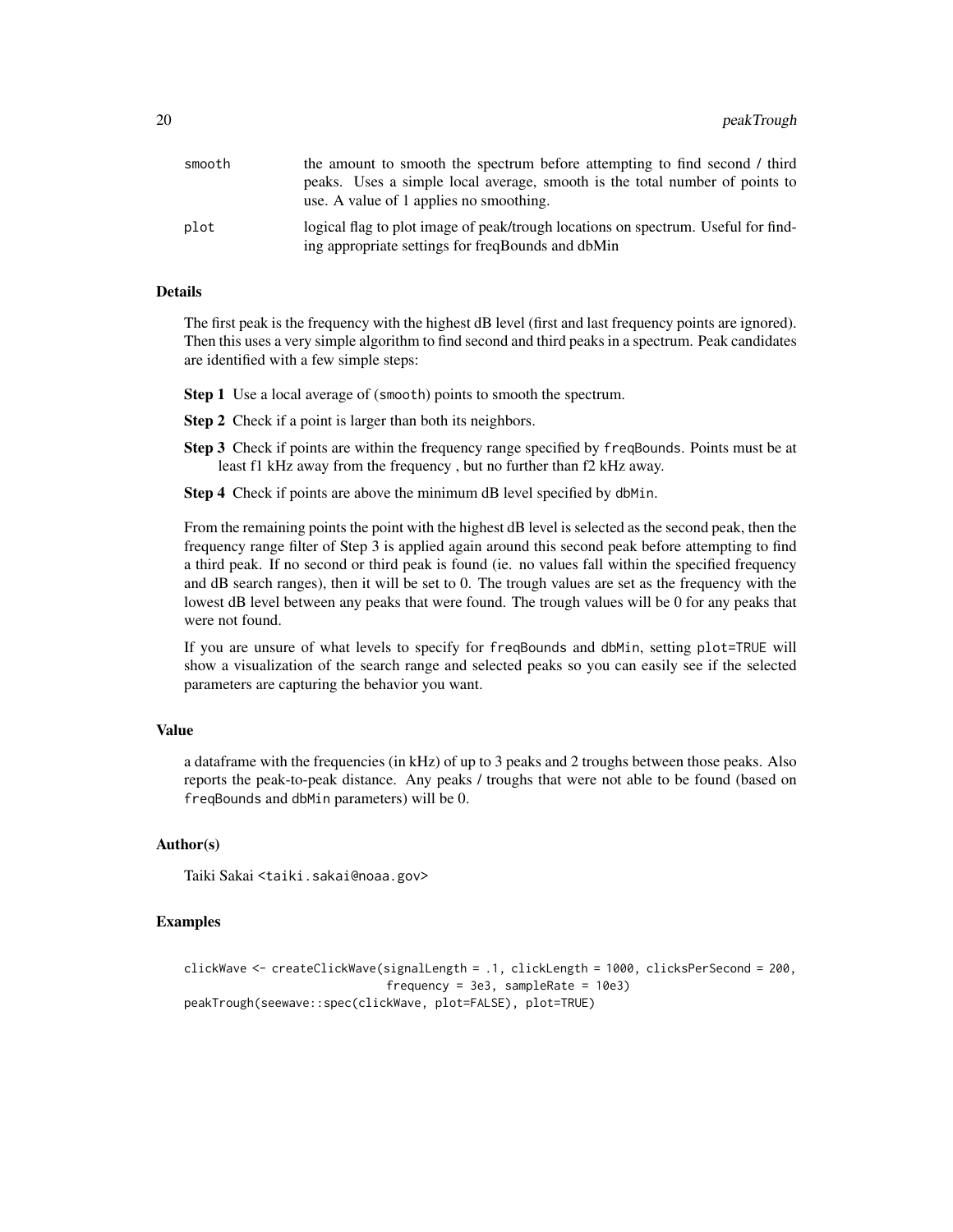smooth
: the amount to smooth the spectrum before attempting to find second / third peaks. Uses a simple local average, smooth is the total number of points to use. A value of 1 applies no smoothing.

plot
: logical flag to plot image of peak/trough locations on spectrum. Useful for finding appropriate settings for freqBounds and dbMin

## Details

The first peak is the frequency with the highest dB level (first and last frequency points are ignored). Then this uses a very simple algorithm to find second and third peaks in a spectrum. Peak candidates are identified with a few simple steps:

**Step 1** Use a local average of (smooth) points to smooth the spectrum.

**Step 2** Check if a point is larger than both its neighbors.

**Step 3** Check if points are within the frequency range specified by freqBounds. Points must be at least f1 kHz away from the frequency , but no further than f2 kHz away.

**Step 4** Check if points are above the minimum dB level specified by dbMin.

From the remaining points the point with the highest dB level is selected as the second peak, then the frequency range filter of Step 3 is applied again around this second peak before attempting to find a third peak. If no second or third peak is found (ie. no values fall within the specified frequency and dB search ranges), then it will be set to 0. The trough values are set as the frequency with the lowest dB level between any peaks that were found. The trough values will be 0 for any peaks that were not found.

If you are unsure of what levels to specify for freqBounds and dbMin, setting plot=TRUE will show a visualization of the search range and selected peaks so you can easily see if the selected parameters are capturing the behavior you want.

## Value

a dataframe with the frequencies (in kHz) of up to 3 peaks and 2 troughs between those peaks. Also reports the peak-to-peak distance. Any peaks / troughs that were not able to be found (based on freqBounds and dbMin parameters) will be 0.

## Author(s)

Taiki Sakai <taiki.sakai@noaa.gov>

## Examples

```
clickWave <- createClickWave(signalLength = .1, clickLength = 1000, clicksPerSecond = 200,
                             frequency = 3e3, sampleRate = 10e3)
peakTrough(seewave::spec(clickWave, plot=FALSE), plot=TRUE)
```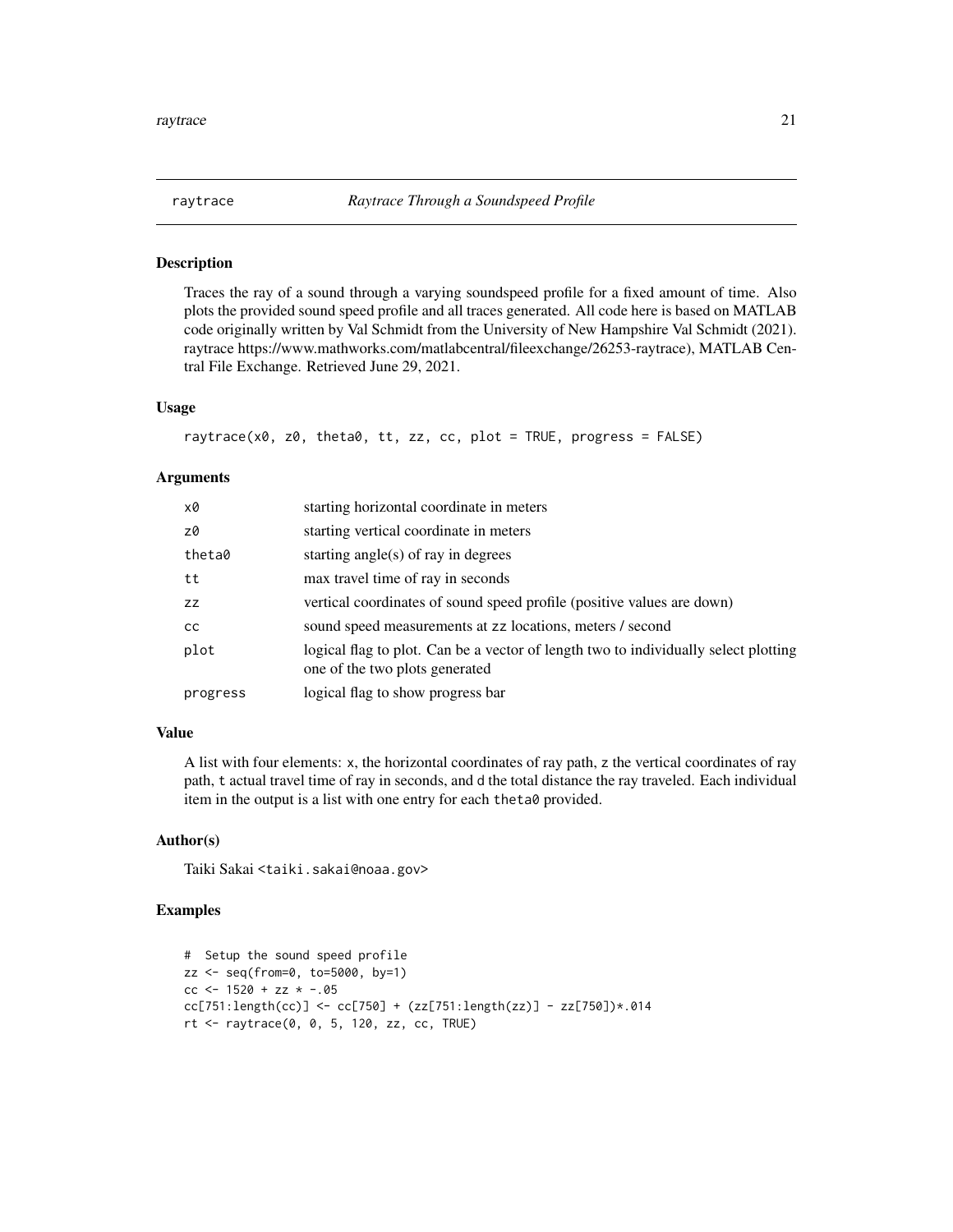# raytrace — *Raytrace Through a Soundspeed Profile*

## Description

Traces the ray of a sound through a varying soundspeed profile for a fixed amount of time. Also plots the provided sound speed profile and all traces generated. All code here is based on MATLAB code originally written by Val Schmidt from the University of New Hampshire Val Schmidt (2021). raytrace https://www.mathworks.com/matlabcentral/fileexchange/26253-raytrace), MATLAB Central File Exchange. Retrieved June 29, 2021.

## Usage

```
raytrace(x0, z0, theta0, tt, zz, cc, plot = TRUE, progress = FALSE)
```

## Arguments

| | |
|---|---|
| `x0` | starting horizontal coordinate in meters |
| `z0` | starting vertical coordinate in meters |
| `theta0` | starting angle(s) of ray in degrees |
| `tt` | max travel time of ray in seconds |
| `zz` | vertical coordinates of sound speed profile (positive values are down) |
| `cc` | sound speed measurements at `zz` locations, meters / second |
| `plot` | logical flag to plot. Can be a vector of length two to individually select plotting one of the two plots generated |
| `progress` | logical flag to show progress bar |

## Value

A list with four elements: `x`, the horizontal coordinates of ray path, `z` the vertical coordinates of ray path, `t` actual travel time of ray in seconds, and `d` the total distance the ray traveled. Each individual item in the output is a list with one entry for each `theta0` provided.

## Author(s)

Taiki Sakai <taiki.sakai@noaa.gov>

## Examples

```
#  Setup the sound speed profile
zz <- seq(from=0, to=5000, by=1)
cc <- 1520 + zz * -.05
cc[751:length(cc)] <- cc[750] + (zz[751:length(zz)] - zz[750])*.014
rt <- raytrace(0, 0, 5, 120, zz, cc, TRUE)
```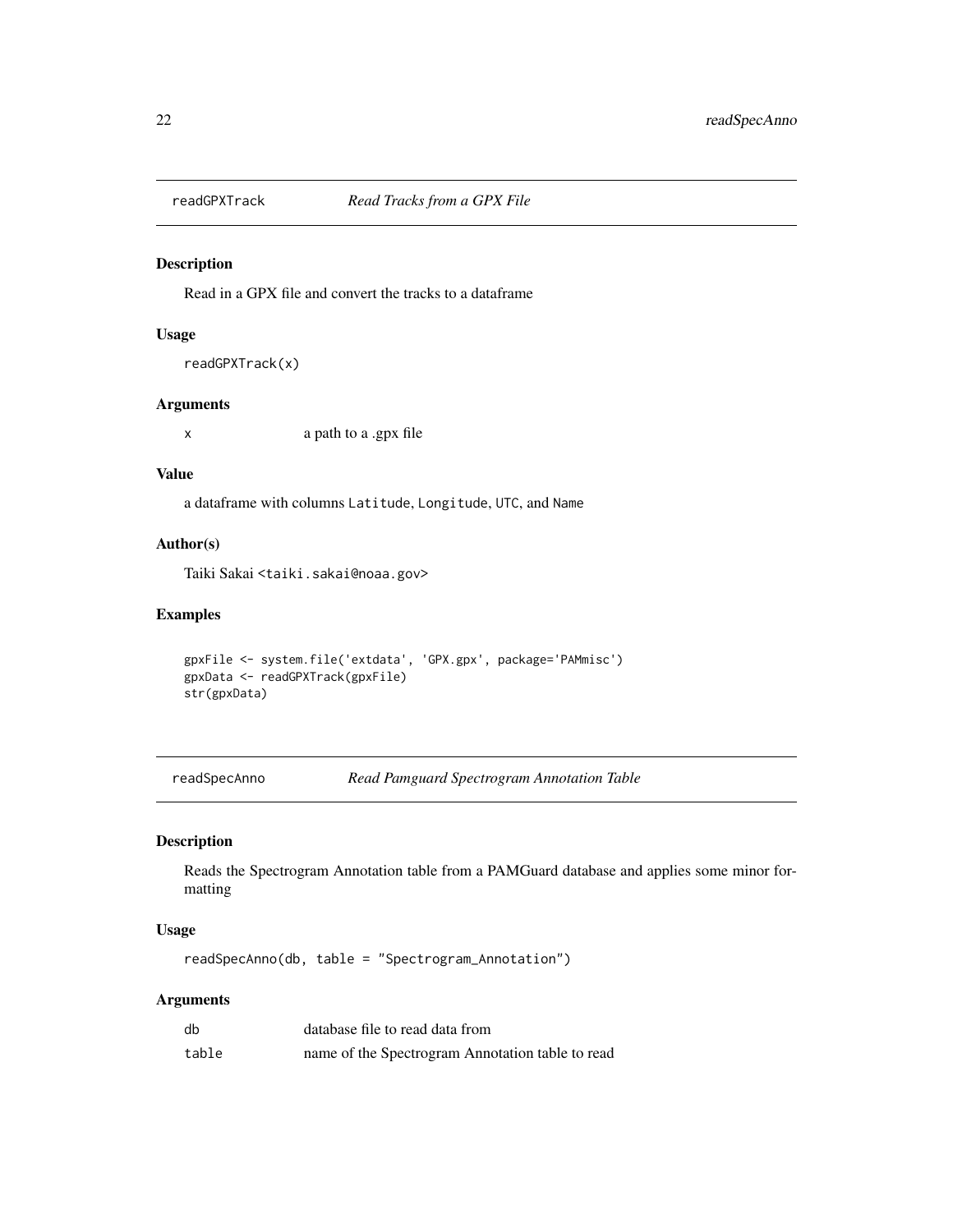## readGPXTrack *Read Tracks from a GPX File*

### Description

Read in a GPX file and convert the tracks to a dataframe

### Usage

```
readGPXTrack(x)
```

### Arguments

| | |
|---|---|
| x | a path to a .gpx file |

### Value

a dataframe with columns `Latitude`, `Longitude`, `UTC`, and `Name`

### Author(s)

Taiki Sakai <taiki.sakai@noaa.gov>

### Examples

```
gpxFile <- system.file('extdata', 'GPX.gpx', package='PAMmisc')
gpxData <- readGPXTrack(gpxFile)
str(gpxData)
```

## readSpecAnno *Read Pamguard Spectrogram Annotation Table*

### Description

Reads the Spectrogram Annotation table from a PAMGuard database and applies some minor formatting

### Usage

```
readSpecAnno(db, table = "Spectrogram_Annotation")
```

### Arguments

| | |
|---|---|
| db | database file to read data from |
| table | name of the Spectrogram Annotation table to read |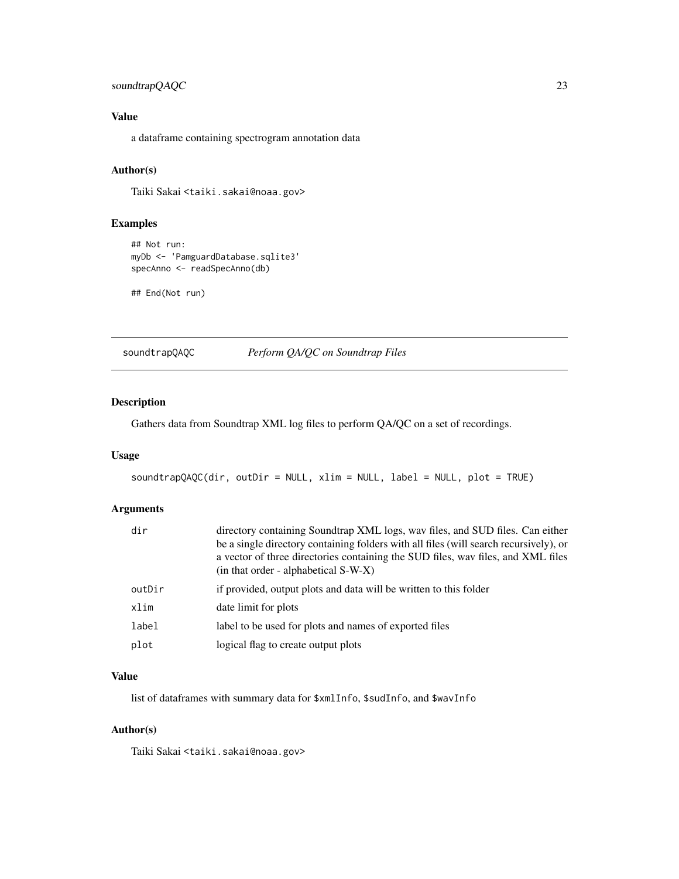### Value

a dataframe containing spectrogram annotation data

### Author(s)

Taiki Sakai <taiki.sakai@noaa.gov>

### Examples

```
## Not run:
myDb <- 'PamguardDatabase.sqlite3'
specAnno <- readSpecAnno(db)

## End(Not run)
```

---

## soundtrapQAQC *Perform QA/QC on Soundtrap Files*

---

### Description

Gathers data from Soundtrap XML log files to perform QA/QC on a set of recordings.

### Usage

```
soundtrapQAQC(dir, outDir = NULL, xlim = NULL, label = NULL, plot = TRUE)
```

### Arguments

| | |
|---|---|
| `dir` | directory containing Soundtrap XML logs, wav files, and SUD files. Can either be a single directory containing folders with all files (will search recursively), or a vector of three directories containing the SUD files, wav files, and XML files (in that order - alphabetical S-W-X) |
| `outDir` | if provided, output plots and data will be written to this folder |
| `xlim` | date limit for plots |
| `label` | label to be used for plots and names of exported files |
| `plot` | logical flag to create output plots |

### Value

list of dataframes with summary data for `$xmlInfo`, `$sudInfo`, and `$wavInfo`

### Author(s)

Taiki Sakai <taiki.sakai@noaa.gov>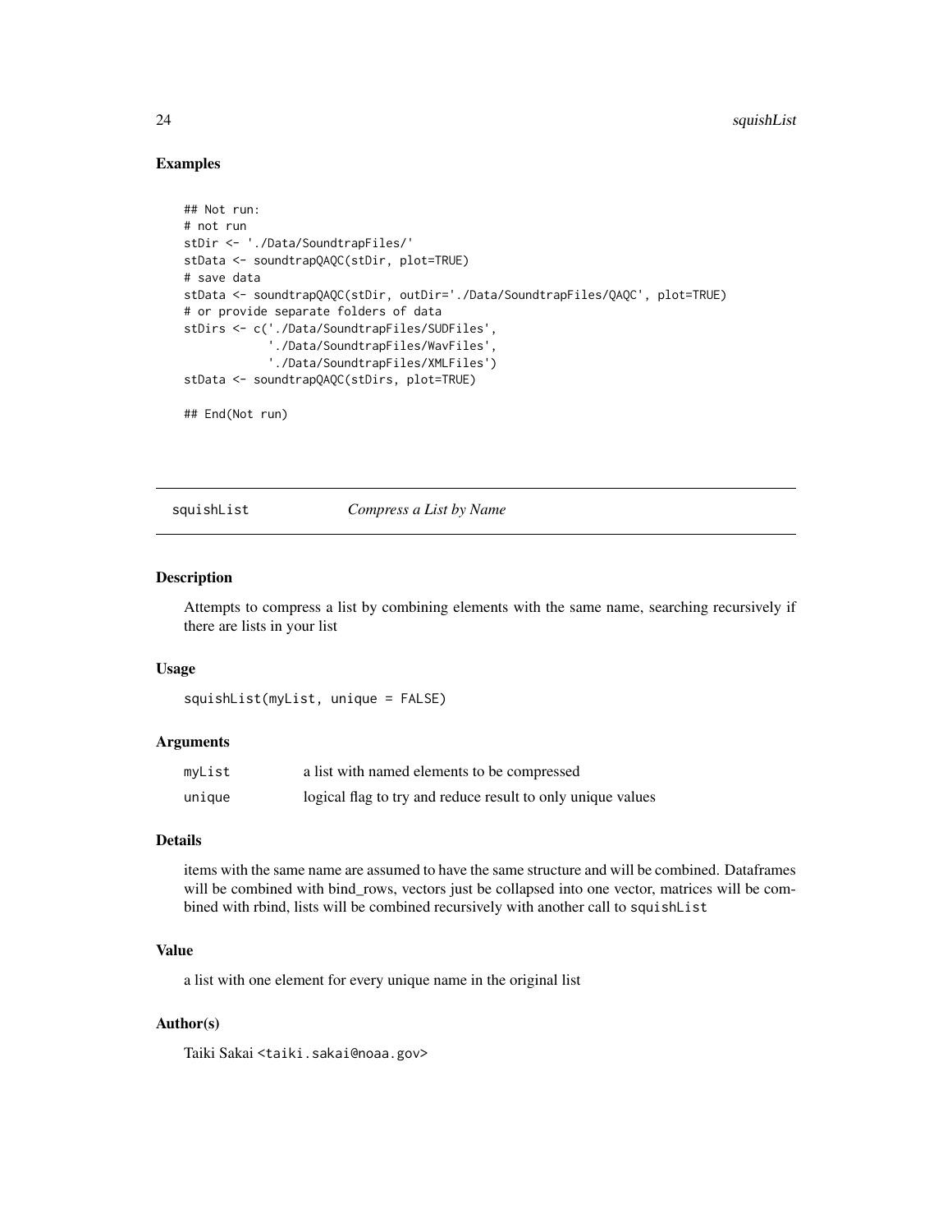### Examples

```
## Not run:
# not run
stDir <- './Data/SoundtrapFiles/'
stData <- soundtrapQAQC(stDir, plot=TRUE)
# save data
stData <- soundtrapQAQC(stDir, outDir='./Data/SoundtrapFiles/QAQC', plot=TRUE)
# or provide separate folders of data
stDirs <- c('./Data/SoundtrapFiles/SUDFiles',
            './Data/SoundtrapFiles/WavFiles',
            './Data/SoundtrapFiles/XMLFiles')
stData <- soundtrapQAQC(stDirs, plot=TRUE)

## End(Not run)
```

---

## squishList — *Compress a List by Name*

---

### Description

Attempts to compress a list by combining elements with the same name, searching recursively if there are lists in your list

### Usage

```
squishList(myList, unique = FALSE)
```

### Arguments

| | |
|---|---|
| myList | a list with named elements to be compressed |
| unique | logical flag to try and reduce result to only unique values |

### Details

items with the same name are assumed to have the same structure and will be combined. Dataframes will be combined with bind_rows, vectors just be collapsed into one vector, matrices will be combined with rbind, lists will be combined recursively with another call to `squishList`

### Value

a list with one element for every unique name in the original list

### Author(s)

Taiki Sakai <taiki.sakai@noaa.gov>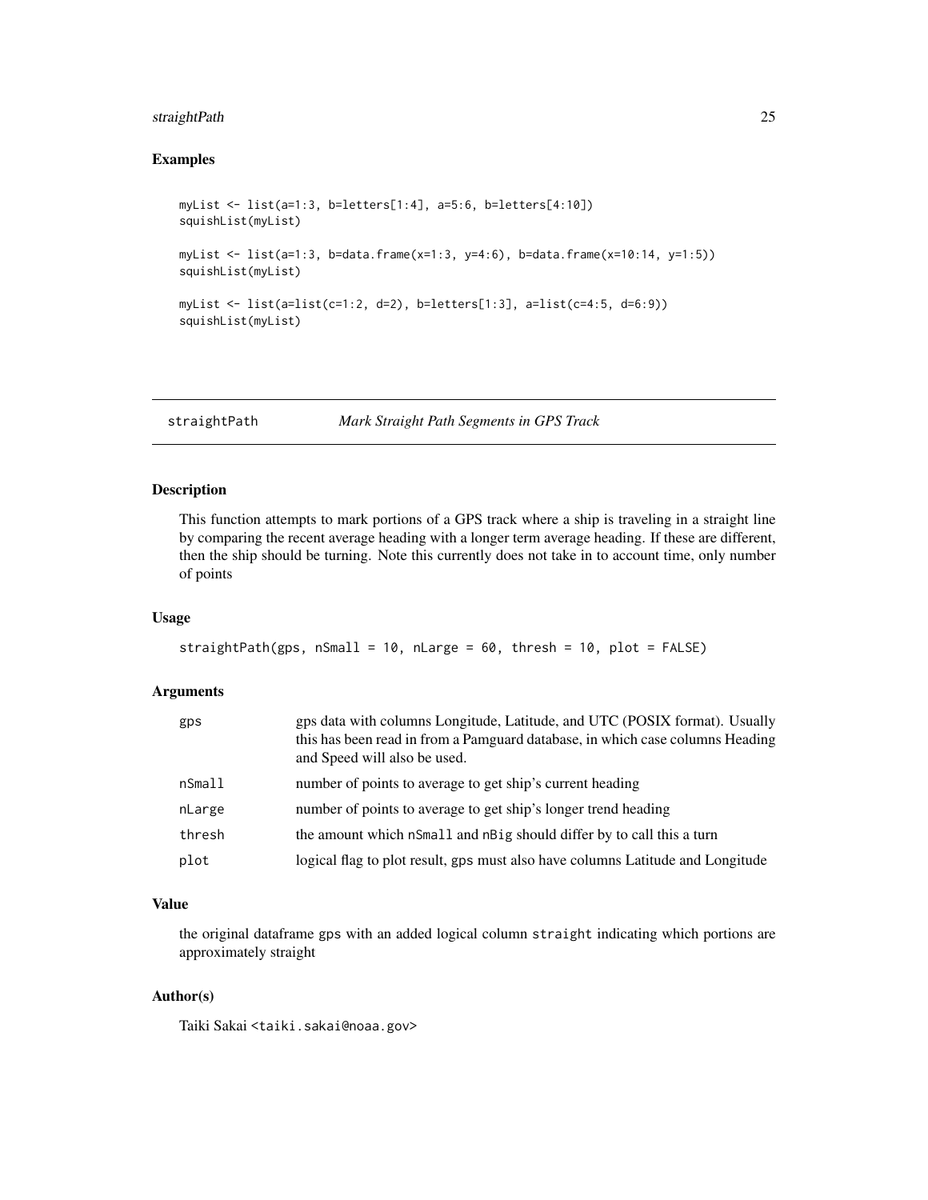## Examples

```
myList <- list(a=1:3, b=letters[1:4], a=5:6, b=letters[4:10])
squishList(myList)

myList <- list(a=1:3, b=data.frame(x=1:3, y=4:6), b=data.frame(x=10:14, y=1:5))
squishList(myList)

myList <- list(a=list(c=1:2, d=2), b=letters[1:3], a=list(c=4:5, d=6:9))
squishList(myList)
```

---

# straightPath *Mark Straight Path Segments in GPS Track*

## Description

This function attempts to mark portions of a GPS track where a ship is traveling in a straight line by comparing the recent average heading with a longer term average heading. If these are different, then the ship should be turning. Note this currently does not take in to account time, only number of points

## Usage

```
straightPath(gps, nSmall = 10, nLarge = 60, thresh = 10, plot = FALSE)
```

## Arguments

| | |
|---|---|
| gps | gps data with columns Longitude, Latitude, and UTC (POSIX format). Usually this has been read in from a Pamguard database, in which case columns Heading and Speed will also be used. |
| nSmall | number of points to average to get ship's current heading |
| nLarge | number of points to average to get ship's longer trend heading |
| thresh | the amount which `nSmall` and `nBig` should differ by to call this a turn |
| plot | logical flag to plot result, gps must also have columns Latitude and Longitude |

## Value

the original dataframe `gps` with an added logical column `straight` indicating which portions are approximately straight

## Author(s)

Taiki Sakai <taiki.sakai@noaa.gov>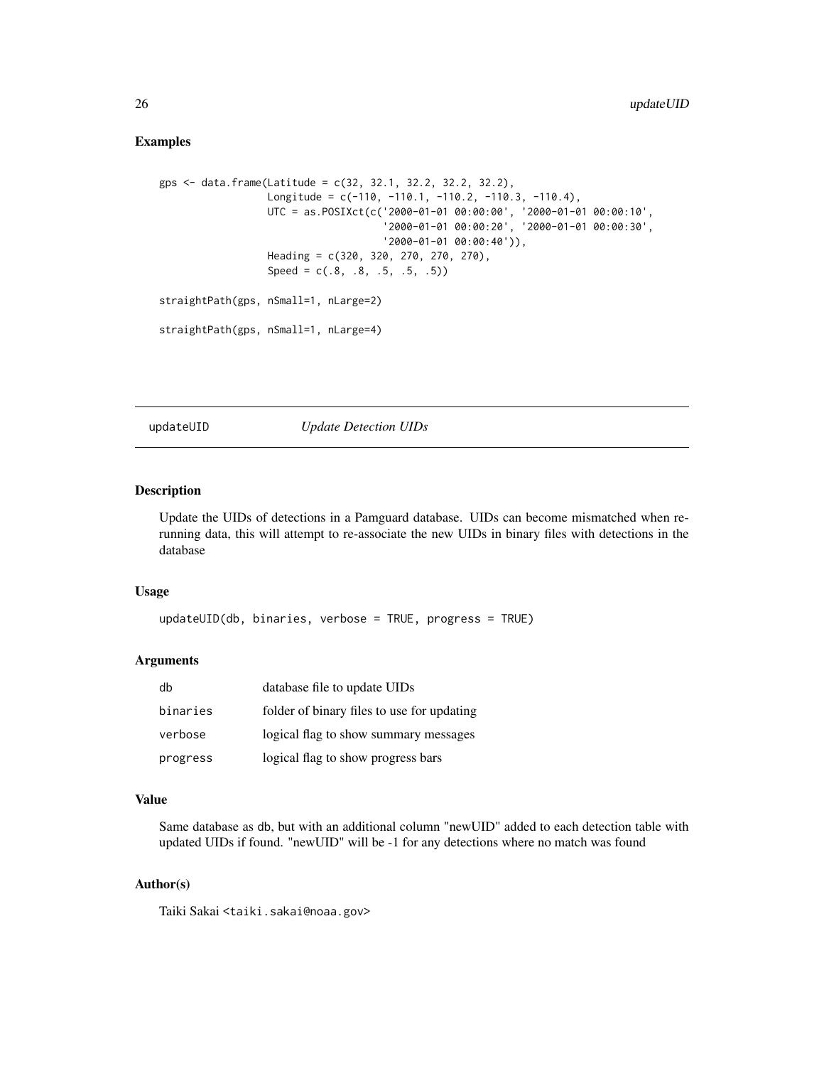### Examples

```
gps <- data.frame(Latitude = c(32, 32.1, 32.2, 32.2, 32.2),
                  Longitude = c(-110, -110.1, -110.2, -110.3, -110.4),
                  UTC = as.POSIXct(c('2000-01-01 00:00:00', '2000-01-01 00:00:10',
                                     '2000-01-01 00:00:20', '2000-01-01 00:00:30',
                                     '2000-01-01 00:00:40')),
                  Heading = c(320, 320, 270, 270, 270),
                  Speed = c(.8, .8, .5, .5, .5))

straightPath(gps, nSmall=1, nLarge=2)

straightPath(gps, nSmall=1, nLarge=4)
```

---

## updateUID — *Update Detection UIDs*

---

### Description

Update the UIDs of detections in a Pamguard database. UIDs can become mismatched when re-running data, this will attempt to re-associate the new UIDs in binary files with detections in the database

### Usage

```
updateUID(db, binaries, verbose = TRUE, progress = TRUE)
```

### Arguments

| | |
|---|---|
| `db` | database file to update UIDs |
| `binaries` | folder of binary files to use for updating |
| `verbose` | logical flag to show summary messages |
| `progress` | logical flag to show progress bars |

### Value

Same database as `db`, but with an additional column "newUID" added to each detection table with updated UIDs if found. "newUID" will be -1 for any detections where no match was found

### Author(s)

Taiki Sakai <taiki.sakai@noaa.gov>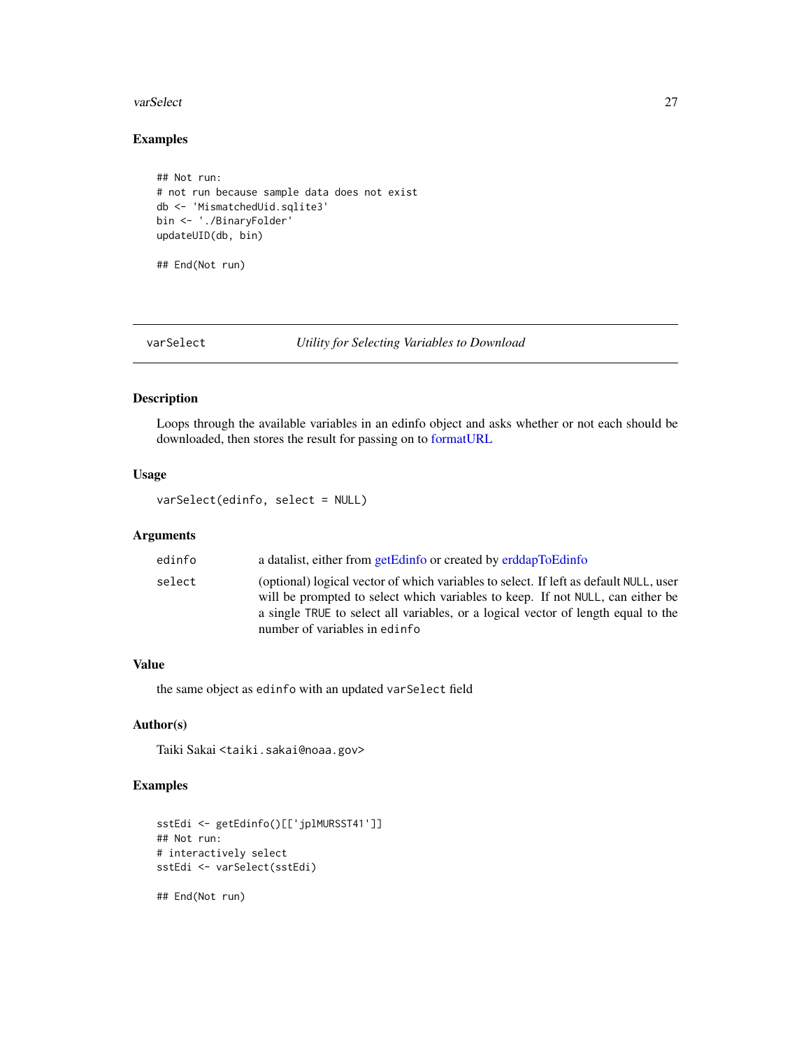## Examples

```
## Not run:
# not run because sample data does not exist
db <- 'MismatchedUid.sqlite3'
bin <- './BinaryFolder'
updateUID(db, bin)

## End(Not run)
```

---

# varSelect *Utility for Selecting Variables to Download*

---

## Description

Loops through the available variables in an edinfo object and asks whether or not each should be downloaded, then stores the result for passing on to formatURL

## Usage

```
varSelect(edinfo, select = NULL)
```

## Arguments

| | |
|---|---|
| `edinfo` | a datalist, either from getEdinfo or created by erddapToEdinfo |
| `select` | (optional) logical vector of which variables to select. If left as default `NULL`, user will be prompted to select which variables to keep. If not `NULL`, can either be a single `TRUE` to select all variables, or a logical vector of length equal to the number of variables in `edinfo` |

## Value

the same object as `edinfo` with an updated `varSelect` field

## Author(s)

Taiki Sakai <`taiki.sakai@noaa.gov`>

## Examples

```
sstEdi <- getEdinfo()[['jplMURSST41']]
## Not run:
# interactively select
sstEdi <- varSelect(sstEdi)

## End(Not run)
```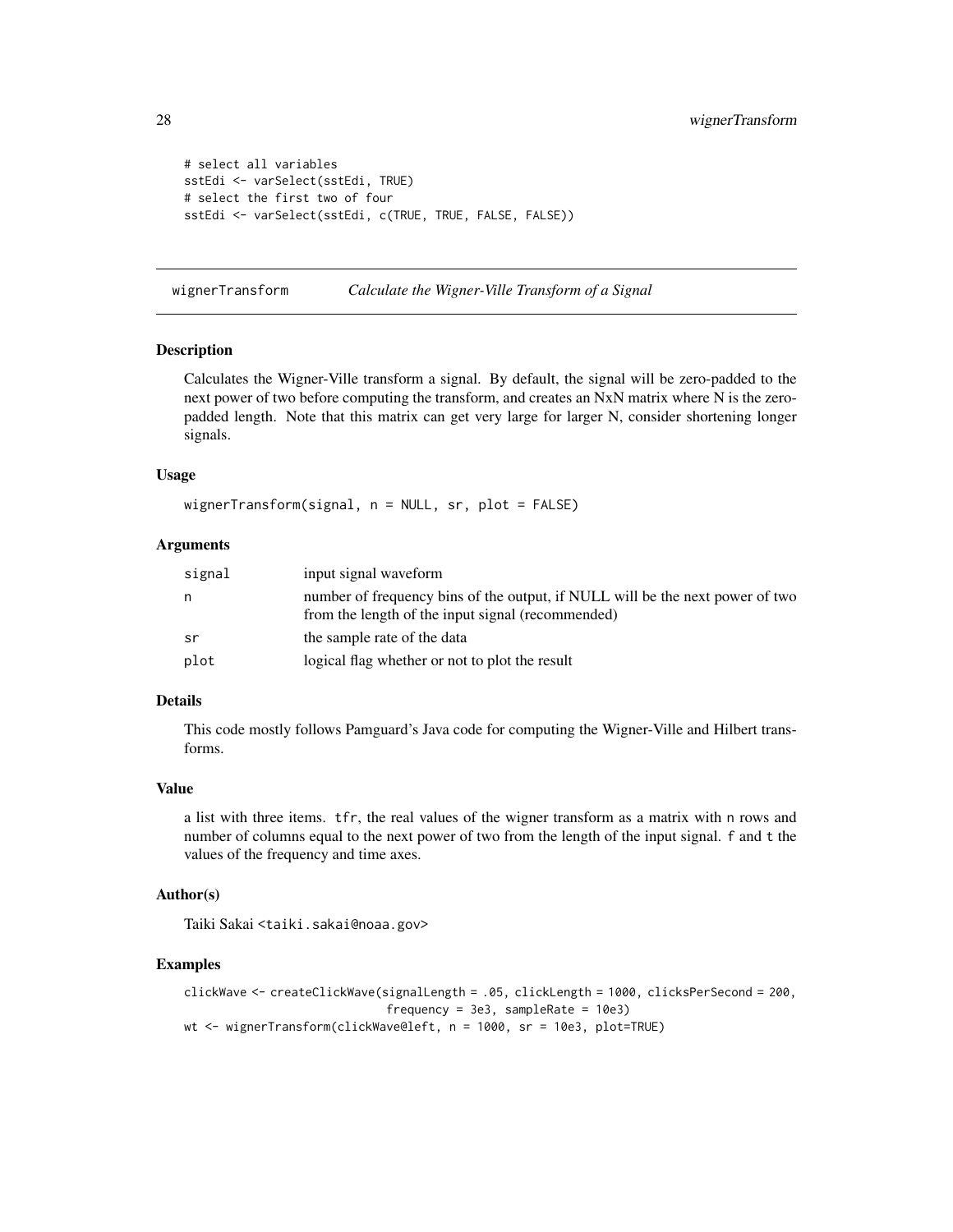```
# select all variables
sstEdi <- varSelect(sstEdi, TRUE)
# select the first two of four
sstEdi <- varSelect(sstEdi, c(TRUE, TRUE, FALSE, FALSE))
```

## wignerTransform *Calculate the Wigner-Ville Transform of a Signal*

### Description

Calculates the Wigner-Ville transform a signal. By default, the signal will be zero-padded to the next power of two before computing the transform, and creates an NxN matrix where N is the zero-padded length. Note that this matrix can get very large for larger N, consider shortening longer signals.

### Usage

```
wignerTransform(signal, n = NULL, sr, plot = FALSE)
```

### Arguments

| | |
|---|---|
| `signal` | input signal waveform |
| `n` | number of frequency bins of the output, if NULL will be the next power of two from the length of the input signal (recommended) |
| `sr` | the sample rate of the data |
| `plot` | logical flag whether or not to plot the result |

### Details

This code mostly follows Pamguard's Java code for computing the Wigner-Ville and Hilbert transforms.

### Value

a list with three items. `tfr`, the real values of the wigner transform as a matrix with `n` rows and number of columns equal to the next power of two from the length of the input signal. `f` and `t` the values of the frequency and time axes.

### Author(s)

Taiki Sakai <taiki.sakai@noaa.gov>

### Examples

```
clickWave <- createClickWave(signalLength = .05, clickLength = 1000, clicksPerSecond = 200,
                             frequency = 3e3, sampleRate = 10e3)
wt <- wignerTransform(clickWave@left, n = 1000, sr = 10e3, plot=TRUE)
```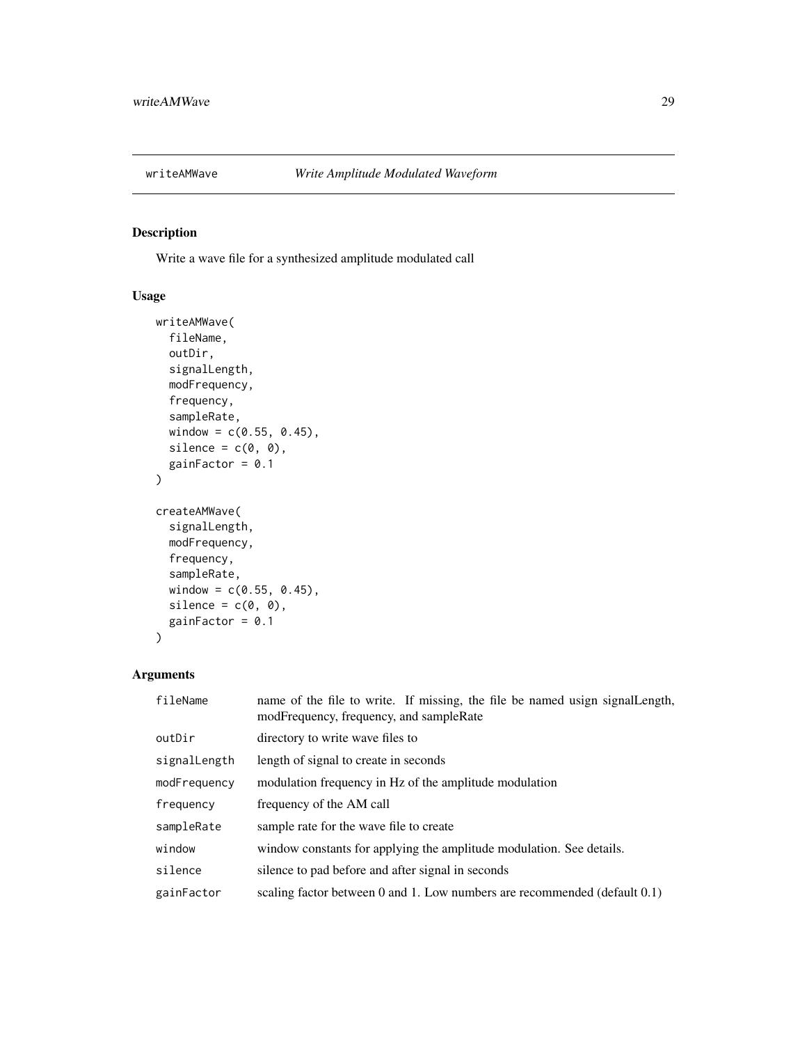## writeAMWave — *Write Amplitude Modulated Waveform*

### Description

Write a wave file for a synthesized amplitude modulated call

### Usage

```
writeAMWave(
  fileName,
  outDir,
  signalLength,
  modFrequency,
  frequency,
  sampleRate,
  window = c(0.55, 0.45),
  silence = c(0, 0),
  gainFactor = 0.1
)

createAMWave(
  signalLength,
  modFrequency,
  frequency,
  sampleRate,
  window = c(0.55, 0.45),
  silence = c(0, 0),
  gainFactor = 0.1
)
```

### Arguments

| | |
|---|---|
| `fileName` | name of the file to write. If missing, the file be named usign signalLength, modFrequency, frequency, and sampleRate |
| `outDir` | directory to write wave files to |
| `signalLength` | length of signal to create in seconds |
| `modFrequency` | modulation frequency in Hz of the amplitude modulation |
| `frequency` | frequency of the AM call |
| `sampleRate` | sample rate for the wave file to create |
| `window` | window constants for applying the amplitude modulation. See details. |
| `silence` | silence to pad before and after signal in seconds |
| `gainFactor` | scaling factor between 0 and 1. Low numbers are recommended (default 0.1) |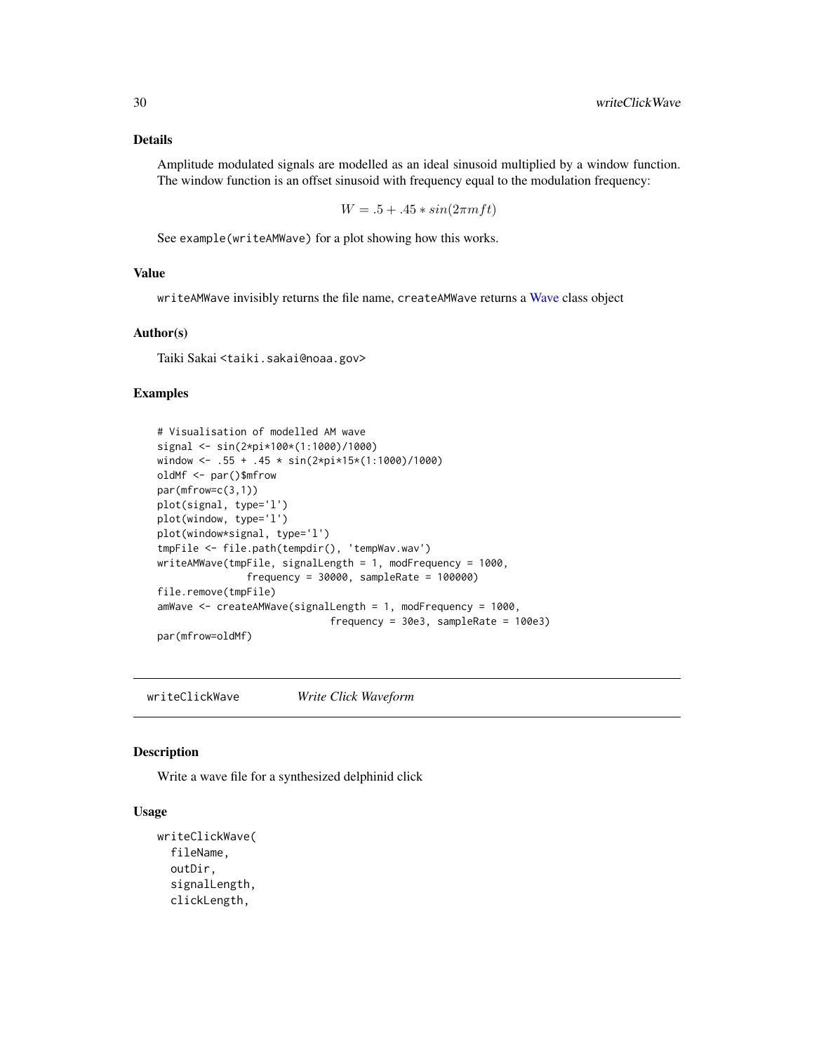### Details

Amplitude modulated signals are modelled as an ideal sinusoid multiplied by a window function. The window function is an offset sinusoid with frequency equal to the modulation frequency:

$$W = .5 + .45 * sin(2\pi mft)$$

See `example(writeAMWave)` for a plot showing how this works.

### Value

`writeAMWave` invisibly returns the file name, `createAMWave` returns a Wave class object

### Author(s)

Taiki Sakai <taiki.sakai@noaa.gov>

### Examples

```
# Visualisation of modelled AM wave
signal <- sin(2*pi*100*(1:1000)/1000)
window <- .55 + .45 * sin(2*pi*15*(1:1000)/1000)
oldMf <- par()$mfrow
par(mfrow=c(3,1))
plot(signal, type='l')
plot(window, type='l')
plot(window*signal, type='l')
tmpFile <- file.path(tempdir(), 'tempWav.wav')
writeAMWave(tmpFile, signalLength = 1, modFrequency = 1000,
              frequency = 30000, sampleRate = 100000)
file.remove(tmpFile)
amWave <- createAMWave(signalLength = 1, modFrequency = 1000,
                          frequency = 30e3, sampleRate = 100e3)
par(mfrow=oldMf)
```

---

## writeClickWave *Write Click Waveform*

### Description

Write a wave file for a synthesized delphinid click

### Usage

```
writeClickWave(
  fileName,
  outDir,
  signalLength,
  clickLength,
```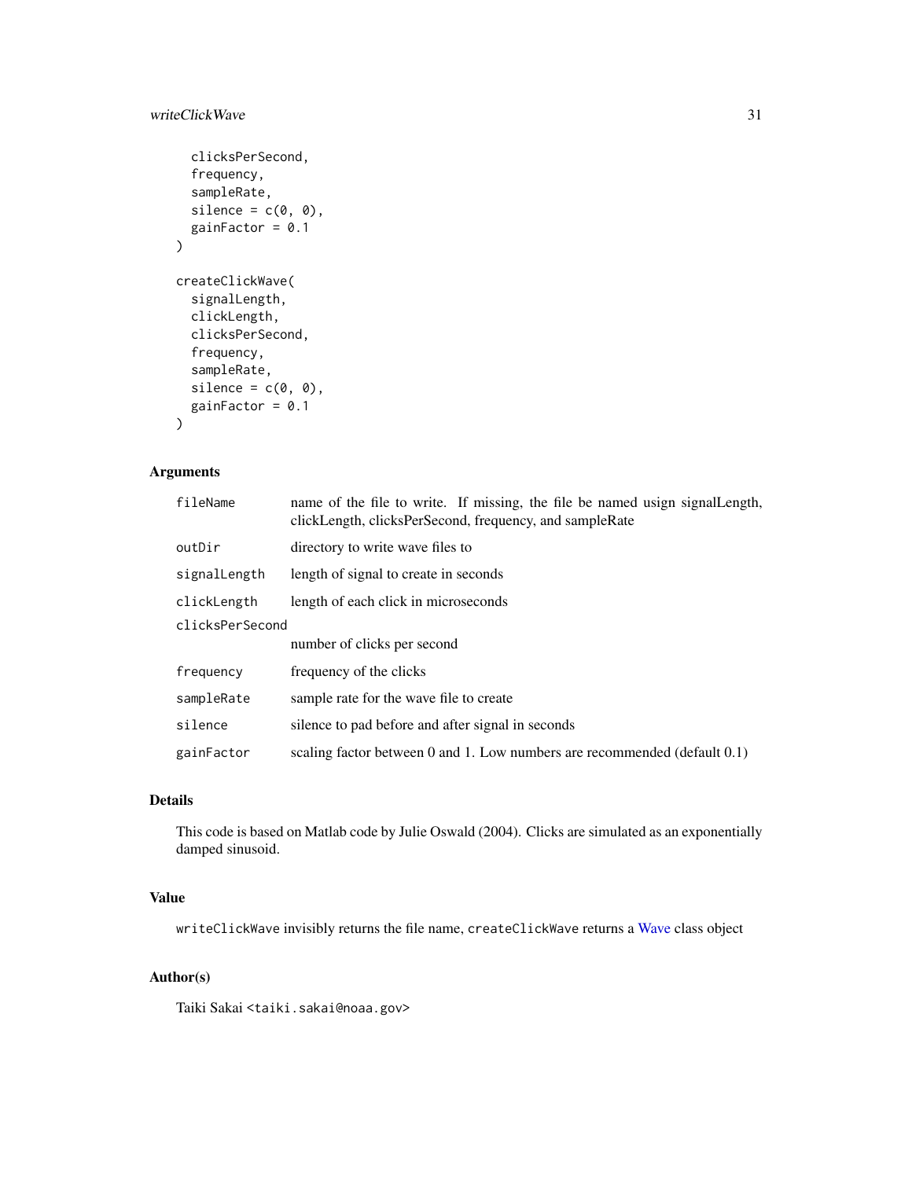```
  clicksPerSecond,
  frequency,
  sampleRate,
  silence = c(0, 0),
  gainFactor = 0.1
)

createClickWave(
  signalLength,
  clickLength,
  clicksPerSecond,
  frequency,
  sampleRate,
  silence = c(0, 0),
  gainFactor = 0.1
)
```

## Arguments

| | |
|---|---|
| `fileName` | name of the file to write. If missing, the file be named usign signalLength, clickLength, clicksPerSecond, frequency, and sampleRate |
| `outDir` | directory to write wave files to |
| `signalLength` | length of signal to create in seconds |
| `clickLength` | length of each click in microseconds |
| `clicksPerSecond` | number of clicks per second |
| `frequency` | frequency of the clicks |
| `sampleRate` | sample rate for the wave file to create |
| `silence` | silence to pad before and after signal in seconds |
| `gainFactor` | scaling factor between 0 and 1. Low numbers are recommended (default 0.1) |

## Details

This code is based on Matlab code by Julie Oswald (2004). Clicks are simulated as an exponentially damped sinusoid.

## Value

`writeClickWave` invisibly returns the file name, `createClickWave` returns a Wave class object

## Author(s)

Taiki Sakai <taiki.sakai@noaa.gov>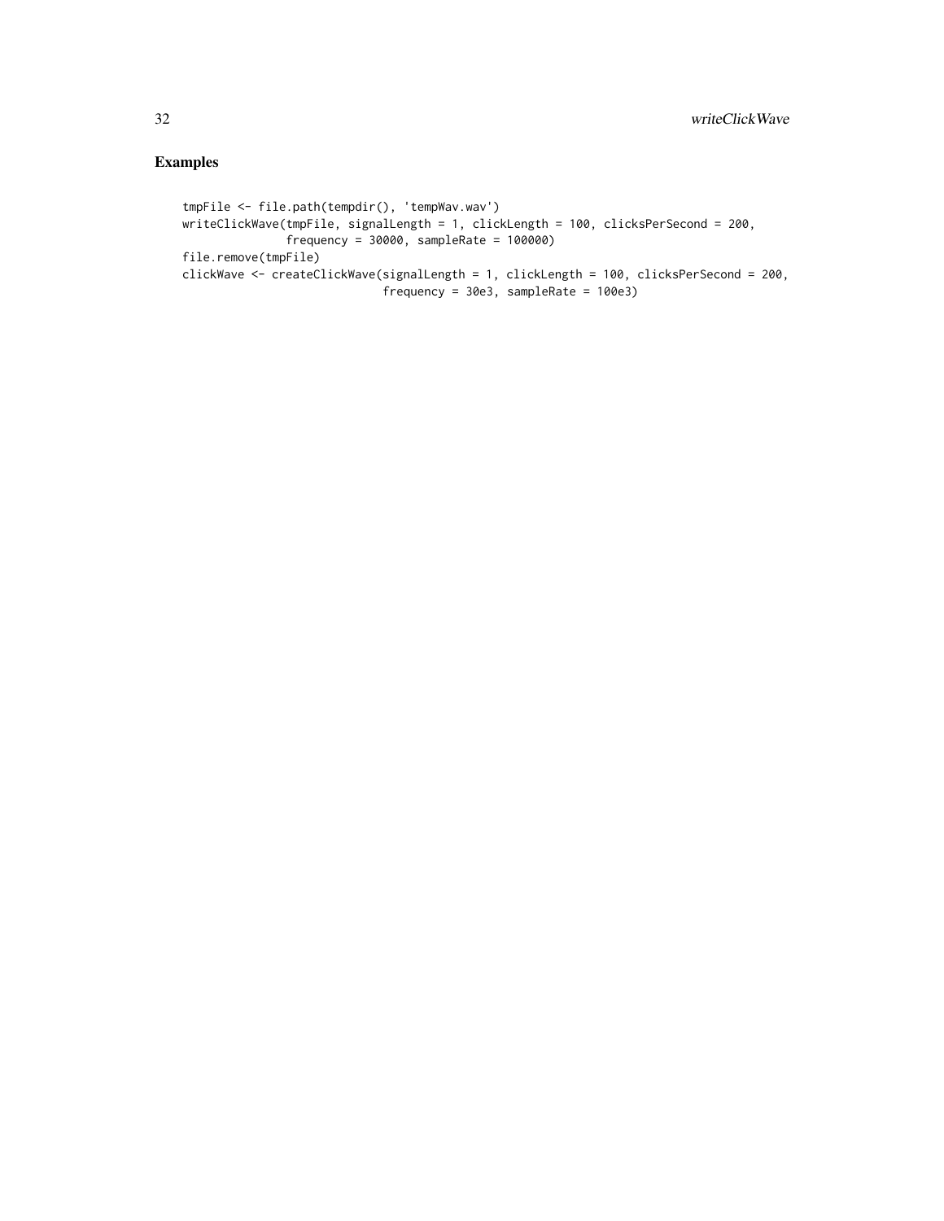## Examples

```
tmpFile <- file.path(tempdir(), 'tempWav.wav')
writeClickWave(tmpFile, signalLength = 1, clickLength = 100, clicksPerSecond = 200,
               frequency = 30000, sampleRate = 100000)
file.remove(tmpFile)
clickWave <- createClickWave(signalLength = 1, clickLength = 100, clicksPerSecond = 200,
                             frequency = 30e3, sampleRate = 100e3)
```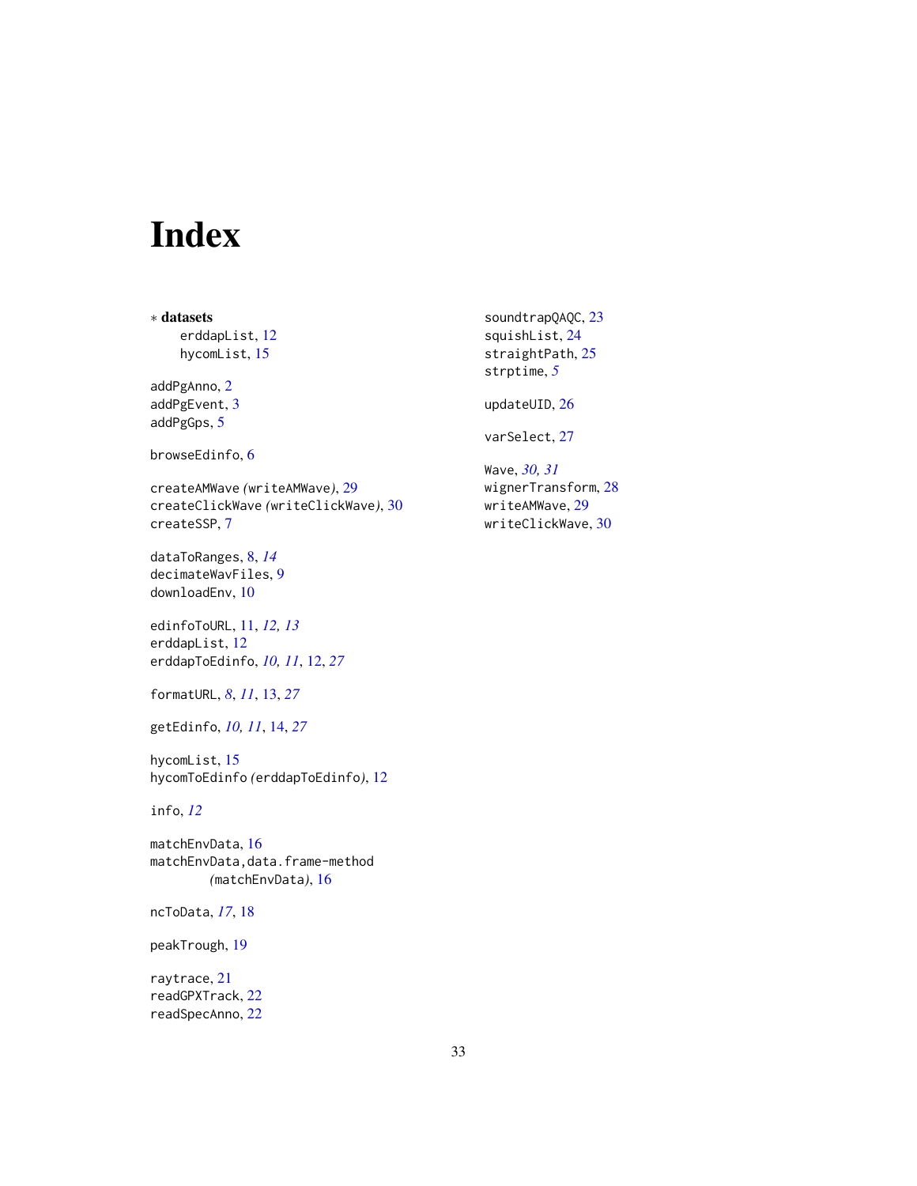# Index

∗ **datasets**
 erddapList, 12
 hycomList, 15

addPgAnno, 2
addPgEvent, 3
addPgGps, 5

browseEdinfo, 6

createAMWave *(*writeAMWave*)*, 29
createClickWave *(*writeClickWave*)*, 30
createSSP, 7

dataToRanges, 8, *14*
decimateWavFiles, 9
downloadEnv, 10

edinfoToURL, 11, *12*, *13*
erddapList, 12
erddapToEdinfo, *10*, *11*, 12, *27*

formatURL, *8*, *11*, 13, *27*

getEdinfo, *10*, *11*, 14, *27*

hycomList, 15
hycomToEdinfo *(*erddapToEdinfo*)*, 12

info, *12*

matchEnvData, 16
matchEnvData,data.frame-method
 *(*matchEnvData*)*, 16

ncToData, *17*, 18

peakTrough, 19

raytrace, 21
readGPXTrack, 22
readSpecAnno, 22

soundtrapQAQC, 23
squishList, 24
straightPath, 25
strptime, *5*

updateUID, 26

varSelect, 27

Wave, *30*, *31*
wignerTransform, 28
writeAMWave, 29
writeClickWave, 30